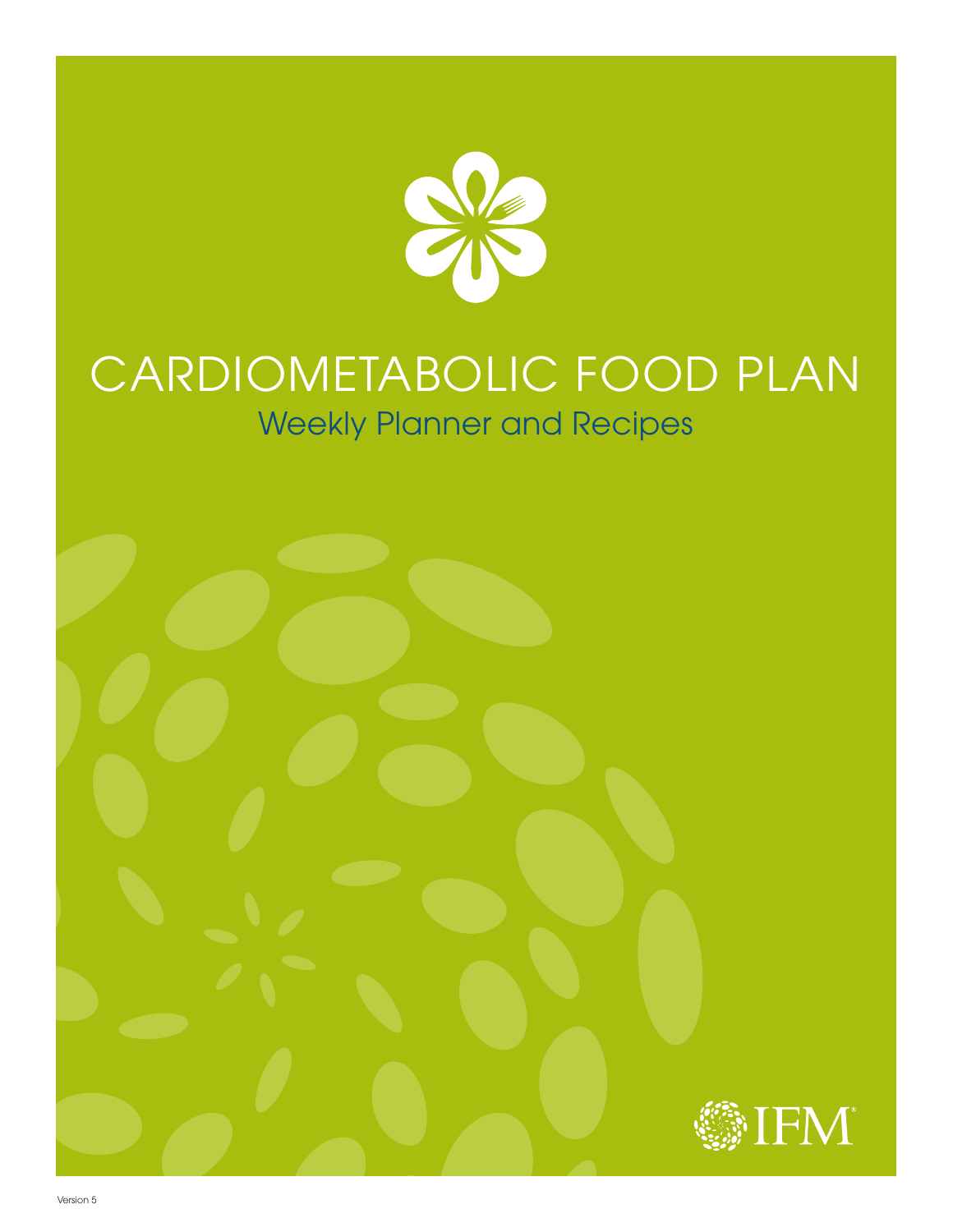# CARDIOMETABOLIC FOOD PLAN

## Weekly Planner and Recipes

IFM®

Version 5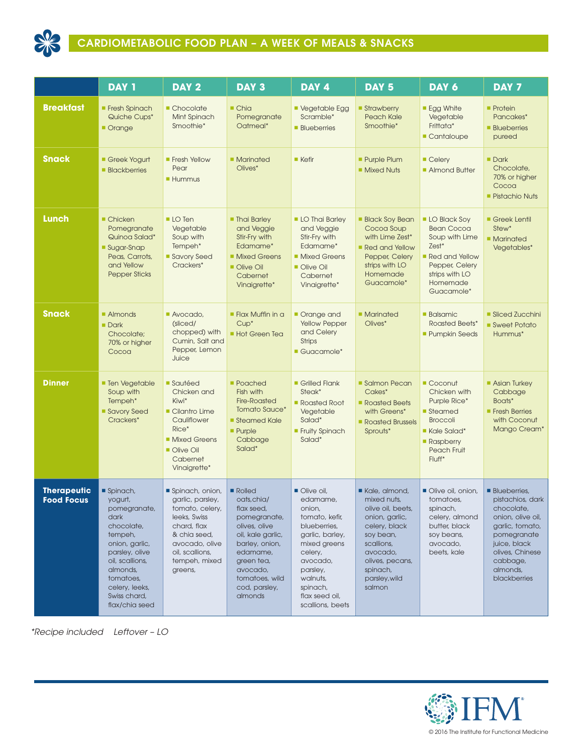# CARDIOMETABOLIC FOOD PLAN – A WEEK OF MEALS & SNACKS

| | DAY 1 | DAY 2 | DAY 3 | DAY 4 | DAY 5 | DAY 6 | DAY 7 |
|---|---|---|---|---|---|---|---|
| **Breakfast** | ■ Fresh Spinach Quiche Cups* <br> ■ Orange | ■ Chocolate Mint Spinach Smoothie* | ■ Chia Pomegranate Oatmeal* | ■ Vegetable Egg Scramble* <br> ■ Blueberries | ■ Strawberry Peach Kale Smoothie* | ■ Egg White Vegetable Frittata* <br> ■ Cantaloupe | ■ Protein Pancakes* <br> ■ Blueberries pureed |
| **Snack** | ■ Greek Yogurt <br> ■ Blackberries | ■ Fresh Yellow Pear <br> ■ Hummus | ■ Marinated Olives* | ■ Kefir | ■ Purple Plum <br> ■ Mixed Nuts | ■ Celery <br> ■ Almond Butter | ■ Dark Chocolate, 70% or higher Cocoa <br> ■ Pistachio Nuts |
| **Lunch** | ■ Chicken Pomegranate Quinoa Salad* <br> ■ Sugar-Snap Peas, Carrots, and Yellow Pepper Sticks | ■ LO Ten Vegetable Soup with Tempeh* <br> ■ Savory Seed Crackers* | ■ Thai Barley and Veggie Stir-Fry with Edamame* <br> ■ Mixed Greens <br> ■ Olive Oil Cabernet Vinaigrette* | ■ LO Thai Barley and Veggie Stir-Fry with Edamame* <br> ■ Mixed Greens <br> ■ Olive Oil Cabernet Vinaigrette* | ■ Black Soy Bean Cocoa Soup with Lime Zest* <br> ■ Red and Yellow Pepper, Celery strips with LO Homemade Guacamole* | ■ LO Black Soy Bean Cocoa Soup with Lime Zest* <br> ■ Red and Yellow Pepper, Celery strips with LO Homemade Guacamole* | ■ Greek Lentil Stew* <br> ■ Marinated Vegetables* |
| **Snack** | ■ Almonds <br> ■ Dark Chocolate; 70% or higher Cocoa | ■ Avocado, (sliced/ chopped) with Cumin, Salt and Pepper, Lemon Juice | ■ Flax Muffin in a Cup* <br> ■ Hot Green Tea | ■ Orange and Yellow Pepper and Celery Strips <br> ■ Guacamole* | ■ Marinated Olives* | ■ Balsamic Roasted Beets* <br> ■ Pumpkin Seeds | ■ Sliced Zucchini <br> ■ Sweet Potato Hummus* |
| **Dinner** | ■ Ten Vegetable Soup with Tempeh* <br> ■ Savory Seed Crackers* | ■ Sautéed Chicken and Kiwi* <br> ■ Cilantro Lime Cauliflower Rice* <br> ■ Mixed Greens <br> ■ Olive Oil Cabernet Vinaigrette* | ■ Poached Fish with Fire-Roasted Tomato Sauce* <br> ■ Steamed Kale <br> ■ Purple Cabbage Salad* | ■ Grilled Flank Steak* <br> ■ Roasted Root Vegetable Salad* <br> ■ Fruity Spinach Salad* | ■ Salmon Pecan Cakes* <br> ■ Roasted Beets with Greens* <br> ■ Roasted Brussels Sprouts* | ■ Coconut Chicken with Purple Rice* <br> ■ Steamed Broccoli <br> ■ Kale Salad* <br> ■ Raspberry Peach Fruit Fluff* | ■ Asian Turkey Cabbage Boats* <br> ■ Fresh Berries with Coconut Mango Cream* |
| **Therapeutic Food Focus** | ■ Spinach, yogurt, pomegranate, dark chocolate, tempeh, onion, garlic, parsley, olive oil, scallions, almonds, tomatoes, celery, leeks, Swiss chard, flax/chia seed | ■ Spinach, onion, garlic, parsley, tomato, celery, leeks, Swiss chard, flax & chia seed, avocado, olive oil, scallions, tempeh, mixed greens, | ■ Rolled oats,chia/ flax seed, pomegranate, olives, olive oil, kale garlic, barley, onion, edamame, green tea, avocado, tomatoes, wild cod, parsley, almonds | ■ Olive oil, edamame, onion, tomato, kefir, blueberries, garlic, barley, mixed greens celery, avocado, parsley, walnuts, spinach, flax seed oil, scallions, beets | ■ Kale, almond, mixed nuts, olive oil, beets, onion, garlic, celery, black soy bean, scallions, avocado, olives, pecans, spinach, parsley,wild salmon | ■ Olive oil, onion, tomatoes, spinach, celery, almond butter, black soy beans, avocado, beets, kale | ■ Blueberries, pistachios, dark chocolate, onion, olive oil, garlic, tomato, pomegranate juice, black olives, Chinese cabbage, almonds, blackberries |

*Recipe included    Leftover – LO

© 2016 The Institute for Functional Medicine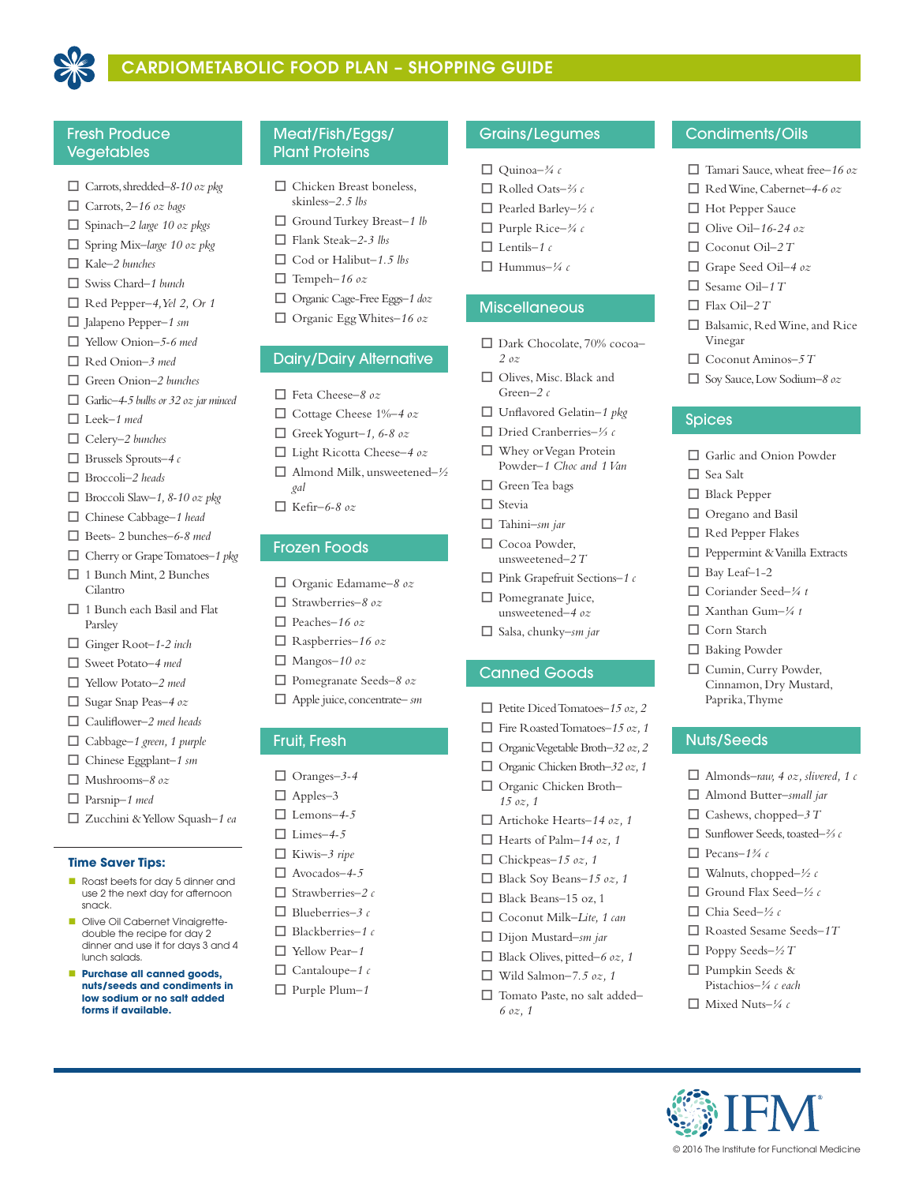# CARDIOMETABOLIC FOOD PLAN – SHOPPING GUIDE

## Fresh Produce Vegetables

- ☐ Carrots, shredded–*8-10 oz pkg*
- ☐ Carrots, 2–*16 oz bags*
- ☐ Spinach–*2 large 10 oz pkgs*
- ☐ Spring Mix–*large 10 oz pkg*
- ☐ Kale–*2 bunches*
- ☐ Swiss Chard–*1 bunch*
- ☐ Red Pepper–*4, Yel 2, Or 1*
- ☐ Jalapeno Pepper–*1 sm*
- ☐ Yellow Onion–*5-6 med*
- ☐ Red Onion–*3 med*
- ☐ Green Onion–*2 bunches*
- ☐ Garlic–*4-5 bulbs or 32 oz jar minced*
- ☐ Leek–*1 med*
- ☐ Celery–*2 bunches*
- ☐ Brussels Sprouts–*4 c*
- ☐ Broccoli–*2 heads*
- ☐ Broccoli Slaw–*1, 8-10 oz pkg*
- ☐ Chinese Cabbage–*1 head*
- ☐ Beets- 2 bunches–*6-8 med*
- ☐ Cherry or Grape Tomatoes–*1 pkg*
- ☐ 1 Bunch Mint, 2 Bunches Cilantro
- ☐ 1 Bunch each Basil and Flat Parsley
- ☐ Ginger Root–*1-2 inch*
- ☐ Sweet Potato–*4 med*
- ☐ Yellow Potato–*2 med*
- ☐ Sugar Snap Peas–*4 oz*
- ☐ Cauliflower–*2 med heads*
- ☐ Cabbage–*1 green, 1 purple*
- ☐ Chinese Eggplant–*1 sm*
- ☐ Mushrooms–*8 oz*
- ☐ Parsnip–*1 med*
- ☐ Zucchini & Yellow Squash–*1 ea*

### Time Saver Tips:

- Roast beets for day 5 dinner and use 2 the next day for afternoon snack.
- Olive Oil Cabernet Vinaigrette- double the recipe for day 2 dinner and use it for days 3 and 4 lunch salads.
- **Purchase all canned goods, nuts/seeds and condiments in low sodium or no salt added forms if available.**

## Meat/Fish/Eggs/ Plant Proteins

- ☐ Chicken Breast boneless, skinless–*2.5 lbs*
- ☐ Ground Turkey Breast–*1 lb*
- ☐ Flank Steak–*2-3 lbs*
- ☐ Cod or Halibut–*1.5 lbs*
- ☐ Tempeh–*16 oz*
- ☐ Organic Cage-Free Eggs–*1 doz*
- ☐ Organic Egg Whites–*16 oz*

## Dairy/Dairy Alternative

- ☐ Feta Cheese–*8 oz*
- ☐ Cottage Cheese 1%–*4 oz*
- ☐ Greek Yogurt–*1, 6-8 oz*
- ☐ Light Ricotta Cheese–*4 oz*
- ☐ Almond Milk, unsweetened–*½ gal*
- ☐ Kefir–*6-8 oz*

## Frozen Foods

- ☐ Organic Edamame–*8 oz*
- ☐ Strawberries–*8 oz*
- ☐ Peaches–*16 oz*
- ☐ Raspberries–*16 oz*
- ☐ Mangos–*10 oz*
- ☐ Pomegranate Seeds–*8 oz*
- ☐ Apple juice, concentrate– *sm*

## Fruit, Fresh

- ☐ Oranges–*3-4*
- ☐ Apples–3
- ☐ Lemons–*4-5*
- ☐ Limes–*4-5*
- ☐ Kiwis–*3 ripe*
- ☐ Avocados–*4-5*
- ☐ Strawberries–*2 c*
- ☐ Blueberries–*3 c*
- ☐ Blackberries–*1 c*
- ☐ Yellow Pear–*1*
- ☐ Cantaloupe–*1 c*
- ☐ Purple Plum–*1*

## Grains/Legumes

- ☐ Quinoa–*¾ c*
- ☐ Rolled Oats–*⅔ c*
- ☐ Pearled Barley–*½ c*
- ☐ Purple Rice–*¾ c*
- ☐ Lentils–*1 c*
- ☐ Hummus–*¼ c*

## Miscellaneous

- ☐ Dark Chocolate, 70% cocoa–*2 oz*
- ☐ Olives, Misc. Black and Green–*2 c*
- ☐ Unflavored Gelatin–*1 pkg*
- ☐ Dried Cranberries–*⅓ c*
- ☐ Whey or Vegan Protein Powder–*1 Choc and 1 Van*
- ☐ Green Tea bags
- ☐ Stevia
- ☐ Tahini–*sm jar*
- ☐ Cocoa Powder, unsweetened–*2 T*
- ☐ Pink Grapefruit Sections–*1 c*
- ☐ Pomegranate Juice, unsweetened–*4 oz*
- ☐ Salsa, chunky–*sm jar*

## Canned Goods

- ☐ Petite Diced Tomatoes–*15 oz, 2*
- ☐ Fire Roasted Tomatoes–*15 oz, 1*
- ☐ Organic Vegetable Broth–*32 oz, 2*
- ☐ Organic Chicken Broth–*32 oz, 1*
- ☐ Organic Chicken Broth–*15 oz, 1*
- ☐ Artichoke Hearts–*14 oz, 1*
- ☐ Hearts of Palm–*14 oz, 1*
- ☐ Chickpeas–*15 oz, 1*
- ☐ Black Soy Beans–*15 oz, 1*
- ☐ Black Beans–15 oz, 1
- ☐ Coconut Milk–*Lite, 1 can*
- ☐ Dijon Mustard–*sm jar*
- ☐ Black Olives, pitted–*6 oz, 1*
- ☐ Wild Salmon–*7.5 oz, 1*
- ☐ Tomato Paste, no salt added–*6 oz, 1*

## Condiments/Oils

- ☐ Tamari Sauce, wheat free–*16 oz*
- ☐ Red Wine, Cabernet–*4-6 oz*
- ☐ Hot Pepper Sauce
- ☐ Olive Oil–*16-24 oz*
- ☐ Coconut Oil–*2 T*
- ☐ Grape Seed Oil–*4 oz*
- ☐ Sesame Oil–*1 T*
- ☐ Flax Oil–*2 T*
- ☐ Balsamic, Red Wine, and Rice Vinegar
- ☐ Coconut Aminos–*5 T*
- ☐ Soy Sauce, Low Sodium–*8 oz*

## Spices

- ☐ Garlic and Onion Powder
- ☐ Sea Salt
- ☐ Black Pepper
- ☐ Oregano and Basil
- ☐ Red Pepper Flakes
- ☐ Peppermint & Vanilla Extracts
- ☐ Bay Leaf–1-2
- ☐ Coriander Seed–*¼ t*
- ☐ Xanthan Gum–*¼ t*
- ☐ Corn Starch
- ☐ Baking Powder
- ☐ Cumin, Curry Powder, Cinnamon, Dry Mustard, Paprika, Thyme

## Nuts/Seeds

- ☐ Almonds–*raw, 4 oz, slivered, 1 c*
- ☐ Almond Butter–*small jar*
- ☐ Cashews, chopped–*3 T*
- ☐ Sunflower Seeds, toasted–*⅔ c*
- ☐ Pecans–*1¾ c*
- ☐ Walnuts, chopped–*½ c*
- ☐ Ground Flax Seed–*½ c*
- ☐ Chia Seed–*½ c*
- ☐ Roasted Sesame Seeds–*1T*
- ☐ Poppy Seeds–*½ T*
- ☐ Pumpkin Seeds & Pistachios–*¼ c each*
- ☐ Mixed Nuts–*¼ c*

© 2016 The Institute for Functional Medicine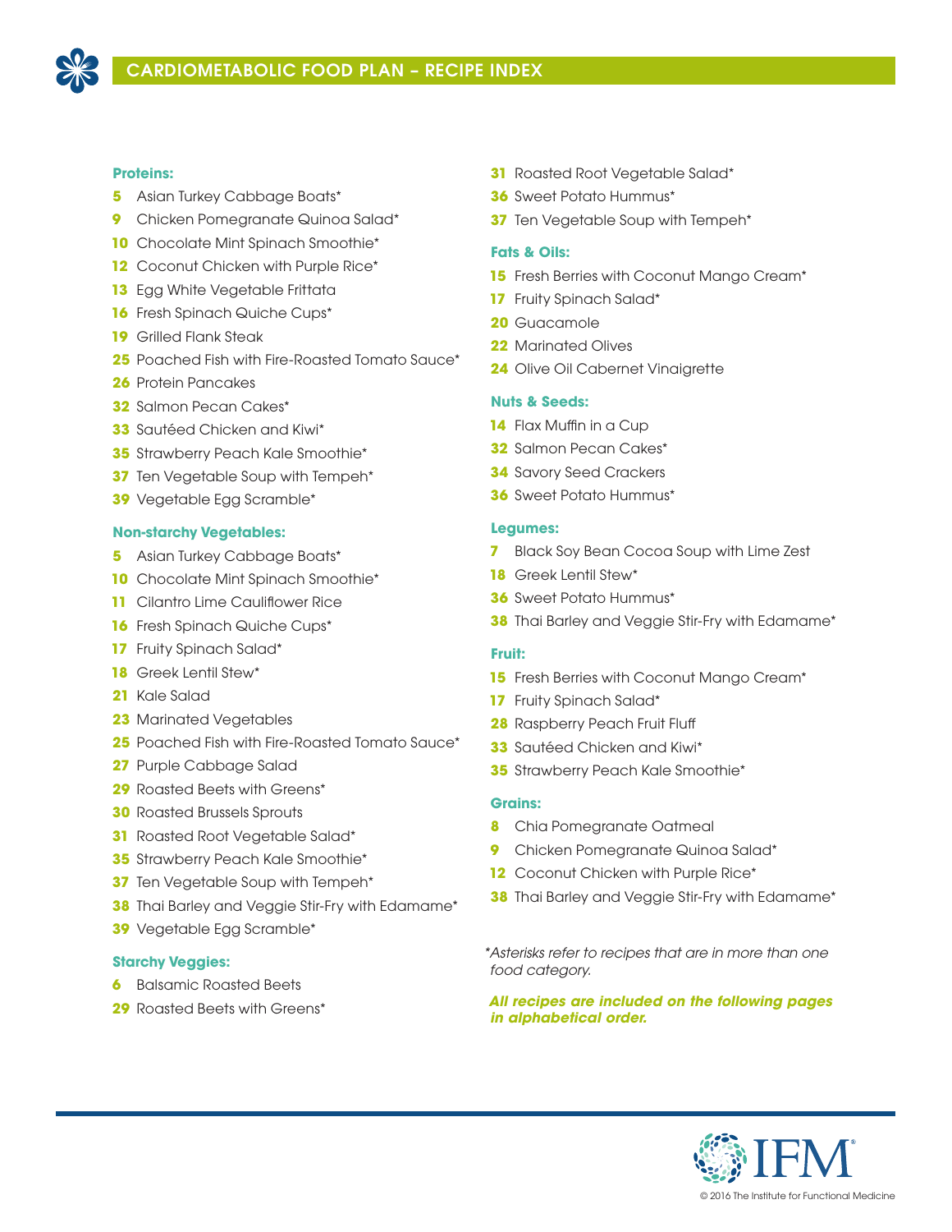# CARDIOMETABOLIC FOOD PLAN – RECIPE INDEX

**Proteins:**

- **5** Asian Turkey Cabbage Boats*
- **9** Chicken Pomegranate Quinoa Salad*
- **10** Chocolate Mint Spinach Smoothie*
- **12** Coconut Chicken with Purple Rice*
- **13** Egg White Vegetable Frittata
- **16** Fresh Spinach Quiche Cups*
- **19** Grilled Flank Steak
- **25** Poached Fish with Fire-Roasted Tomato Sauce*
- **26** Protein Pancakes
- **32** Salmon Pecan Cakes*
- **33** Sautéed Chicken and Kiwi*
- **35** Strawberry Peach Kale Smoothie*
- **37** Ten Vegetable Soup with Tempeh*
- **39** Vegetable Egg Scramble*

**Non-starchy Vegetables:**

- **5** Asian Turkey Cabbage Boats*
- **10** Chocolate Mint Spinach Smoothie*
- **11** Cilantro Lime Cauliflower Rice
- **16** Fresh Spinach Quiche Cups*
- **17** Fruity Spinach Salad*
- **18** Greek Lentil Stew*
- **21** Kale Salad
- **23** Marinated Vegetables
- **25** Poached Fish with Fire-Roasted Tomato Sauce*
- **27** Purple Cabbage Salad
- **29** Roasted Beets with Greens*
- **30** Roasted Brussels Sprouts
- **31** Roasted Root Vegetable Salad*
- **35** Strawberry Peach Kale Smoothie*
- **37** Ten Vegetable Soup with Tempeh*
- **38** Thai Barley and Veggie Stir-Fry with Edamame*
- **39** Vegetable Egg Scramble*

**Starchy Veggies:**

- **6** Balsamic Roasted Beets
- **29** Roasted Beets with Greens*
- **31** Roasted Root Vegetable Salad*
- **36** Sweet Potato Hummus*
- **37** Ten Vegetable Soup with Tempeh*

**Fats & Oils:**

- **15** Fresh Berries with Coconut Mango Cream*
- **17** Fruity Spinach Salad*
- **20** Guacamole
- **22** Marinated Olives
- **24** Olive Oil Cabernet Vinaigrette

**Nuts & Seeds:**

- **14** Flax Muffin in a Cup
- **32** Salmon Pecan Cakes*
- **34** Savory Seed Crackers
- **36** Sweet Potato Hummus*

**Legumes:**

- **7** Black Soy Bean Cocoa Soup with Lime Zest
- **18** Greek Lentil Stew*
- **36** Sweet Potato Hummus*
- **38** Thai Barley and Veggie Stir-Fry with Edamame*

**Fruit:**

- **15** Fresh Berries with Coconut Mango Cream*
- **17** Fruity Spinach Salad*
- **28** Raspberry Peach Fruit Fluff
- **33** Sautéed Chicken and Kiwi*
- **35** Strawberry Peach Kale Smoothie*

**Grains:**

- **8** Chia Pomegranate Oatmeal
- **9** Chicken Pomegranate Quinoa Salad*
- **12** Coconut Chicken with Purple Rice*
- **38** Thai Barley and Veggie Stir-Fry with Edamame*

*\*Asterisks refer to recipes that are in more than one food category.*

***All recipes are included on the following pages in alphabetical order.***

© 2016 The Institute for Functional Medicine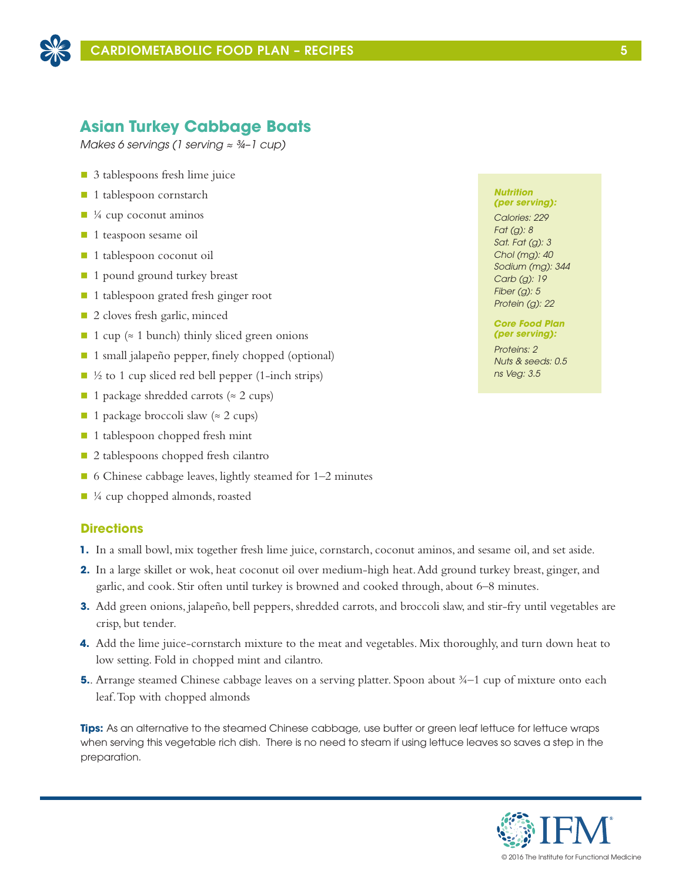## Asian Turkey Cabbage Boats

*Makes 6 servings (1 serving ≈ ¾–1 cup)*

- 3 tablespoons fresh lime juice
- 1 tablespoon cornstarch
- ¼ cup coconut aminos
- 1 teaspoon sesame oil
- 1 tablespoon coconut oil
- 1 pound ground turkey breast
- 1 tablespoon grated fresh ginger root
- 2 cloves fresh garlic, minced
- 1 cup (≈ 1 bunch) thinly sliced green onions
- 1 small jalapeño pepper, finely chopped (optional)
- ½ to 1 cup sliced red bell pepper (1-inch strips)
- 1 package shredded carrots (≈ 2 cups)
- 1 package broccoli slaw (≈ 2 cups)
- 1 tablespoon chopped fresh mint
- 2 tablespoons chopped fresh cilantro
- 6 Chinese cabbage leaves, lightly steamed for 1–2 minutes
- ¼ cup chopped almonds, roasted

***Nutrition (per serving):***

*Calories: 229*
*Fat (g): 8*
*Sat. Fat (g): 3*
*Chol (mg): 40*
*Sodium (mg): 344*
*Carb (g): 19*
*Fiber (g): 5*
*Protein (g): 22*

***Core Food Plan (per serving):***

*Proteins: 2*
*Nuts & seeds: 0.5*
*ns Veg: 3.5*

### Directions

1. In a small bowl, mix together fresh lime juice, cornstarch, coconut aminos, and sesame oil, and set aside.
2. In a large skillet or wok, heat coconut oil over medium-high heat. Add ground turkey breast, ginger, and garlic, and cook. Stir often until turkey is browned and cooked through, about 6–8 minutes.
3. Add green onions, jalapeño, bell peppers, shredded carrots, and broccoli slaw, and stir-fry until vegetables are crisp, but tender.
4. Add the lime juice-cornstarch mixture to the meat and vegetables. Mix thoroughly, and turn down heat to low setting. Fold in chopped mint and cilantro.
5. Arrange steamed Chinese cabbage leaves on a serving platter. Spoon about ¾–1 cup of mixture onto each leaf. Top with chopped almonds

**Tips:** As an alternative to the steamed Chinese cabbage, use butter or green leaf lettuce for lettuce wraps when serving this vegetable rich dish. There is no need to steam if using lettuce leaves so saves a step in the preparation.

© 2016 The Institute for Functional Medicine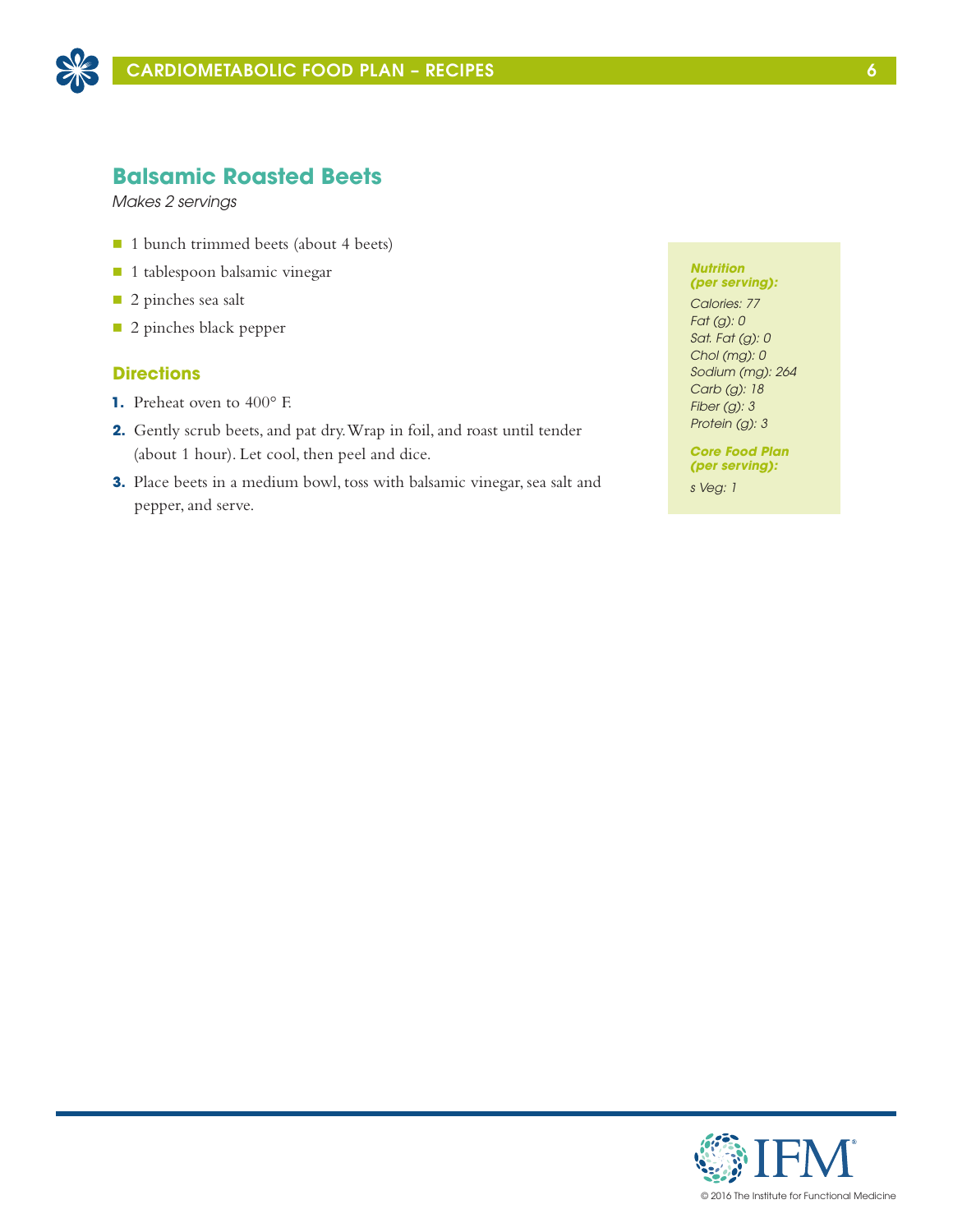## Balsamic Roasted Beets

*Makes 2 servings*

- 1 bunch trimmed beets (about 4 beets)
- 1 tablespoon balsamic vinegar
- 2 pinches sea salt
- 2 pinches black pepper

### Directions

1. Preheat oven to 400° F.
2. Gently scrub beets, and pat dry. Wrap in foil, and roast until tender (about 1 hour). Let cool, then peel and dice.
3. Place beets in a medium bowl, toss with balsamic vinegar, sea salt and pepper, and serve.

***Nutrition (per serving):***

*Calories: 77*
*Fat (g): 0*
*Sat. Fat (g): 0*
*Chol (mg): 0*
*Sodium (mg): 264*
*Carb (g): 18*
*Fiber (g): 3*
*Protein (g): 3*

***Core Food Plan (per serving):***

*s Veg: 1*

© 2016 The Institute for Functional Medicine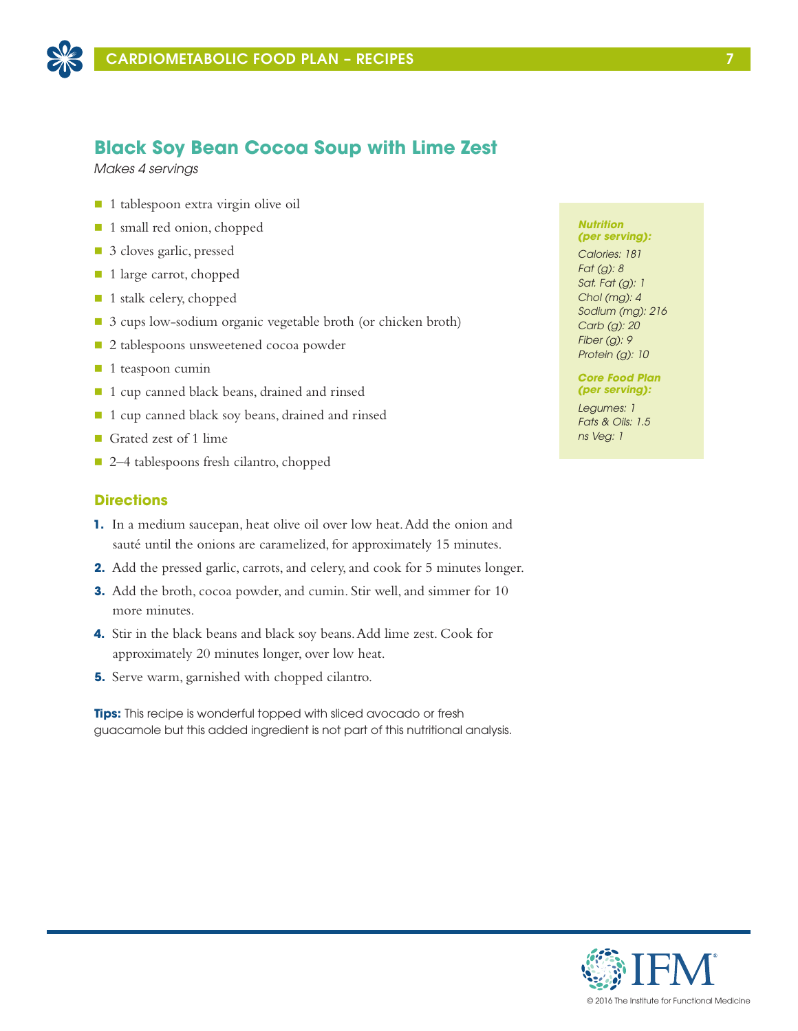## Black Soy Bean Cocoa Soup with Lime Zest

*Makes 4 servings*

- 1 tablespoon extra virgin olive oil
- 1 small red onion, chopped
- 3 cloves garlic, pressed
- 1 large carrot, chopped
- 1 stalk celery, chopped
- 3 cups low-sodium organic vegetable broth (or chicken broth)
- 2 tablespoons unsweetened cocoa powder
- 1 teaspoon cumin
- 1 cup canned black beans, drained and rinsed
- 1 cup canned black soy beans, drained and rinsed
- Grated zest of 1 lime
- 2–4 tablespoons fresh cilantro, chopped

***Nutrition (per serving):***

*Calories: 181*
*Fat (g): 8*
*Sat. Fat (g): 1*
*Chol (mg): 4*
*Sodium (mg): 216*
*Carb (g): 20*
*Fiber (g): 9*
*Protein (g): 10*

***Core Food Plan (per serving):***

*Legumes: 1*
*Fats & Oils: 1.5*
*ns Veg: 1*

### Directions

1. In a medium saucepan, heat olive oil over low heat. Add the onion and sauté until the onions are caramelized, for approximately 15 minutes.
2. Add the pressed garlic, carrots, and celery, and cook for 5 minutes longer.
3. Add the broth, cocoa powder, and cumin. Stir well, and simmer for 10 more minutes.
4. Stir in the black beans and black soy beans. Add lime zest. Cook for approximately 20 minutes longer, over low heat.
5. Serve warm, garnished with chopped cilantro.

**Tips:** This recipe is wonderful topped with sliced avocado or fresh guacamole but this added ingredient is not part of this nutritional analysis.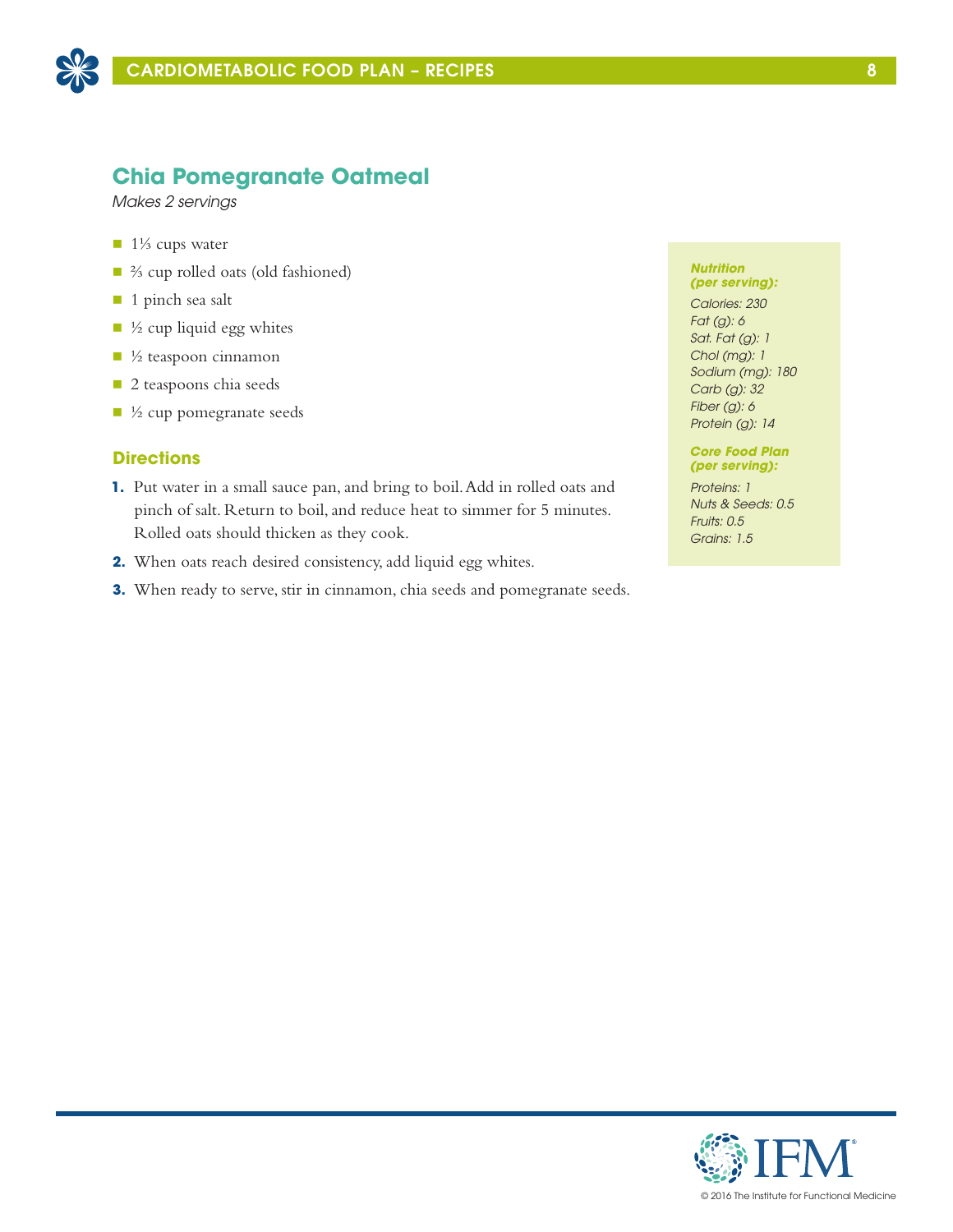## Chia Pomegranate Oatmeal

*Makes 2 servings*

- 1⅓ cups water
- ⅔ cup rolled oats (old fashioned)
- 1 pinch sea salt
- ½ cup liquid egg whites
- ½ teaspoon cinnamon
- 2 teaspoons chia seeds
- ½ cup pomegranate seeds

### Directions

1. Put water in a small sauce pan, and bring to boil. Add in rolled oats and pinch of salt. Return to boil, and reduce heat to simmer for 5 minutes. Rolled oats should thicken as they cook.
2. When oats reach desired consistency, add liquid egg whites.
3. When ready to serve, stir in cinnamon, chia seeds and pomegranate seeds.

***Nutrition (per serving):***

*Calories: 230*
*Fat (g): 6*
*Sat. Fat (g): 1*
*Chol (mg): 1*
*Sodium (mg): 180*
*Carb (g): 32*
*Fiber (g): 6*
*Protein (g): 14*

***Core Food Plan (per serving):***

*Proteins: 1*
*Nuts & Seeds: 0.5*
*Fruits: 0.5*
*Grains: 1.5*

© 2016 The Institute for Functional Medicine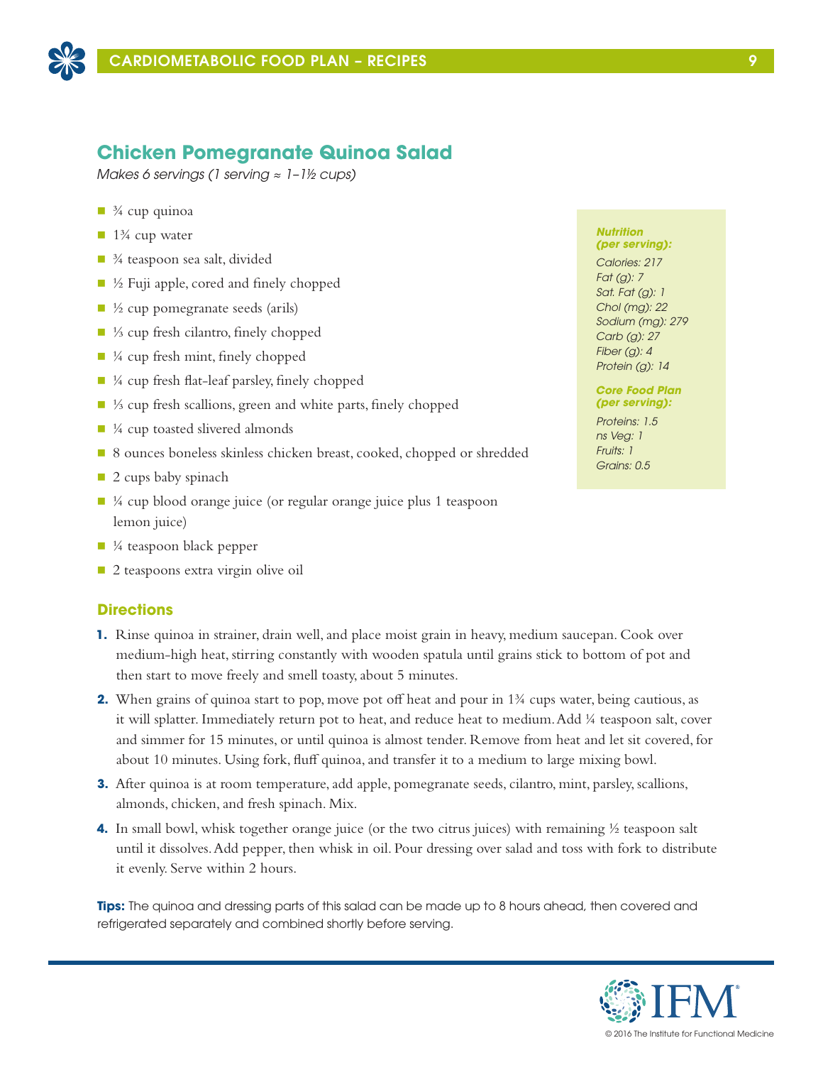## Chicken Pomegranate Quinoa Salad

*Makes 6 servings (1 serving ≈ 1–1½ cups)*

- ¾ cup quinoa
- 1¾ cup water
- ¾ teaspoon sea salt, divided
- ½ Fuji apple, cored and finely chopped
- ½ cup pomegranate seeds (arils)
- ⅓ cup fresh cilantro, finely chopped
- ¼ cup fresh mint, finely chopped
- ¼ cup fresh flat-leaf parsley, finely chopped
- ⅓ cup fresh scallions, green and white parts, finely chopped
- ¼ cup toasted slivered almonds
- 8 ounces boneless skinless chicken breast, cooked, chopped or shredded
- 2 cups baby spinach
- ¼ cup blood orange juice (or regular orange juice plus 1 teaspoon lemon juice)
- ¼ teaspoon black pepper
- 2 teaspoons extra virgin olive oil

***Nutrition (per serving):***

*Calories: 217*
*Fat (g): 7*
*Sat. Fat (g): 1*
*Chol (mg): 22*
*Sodium (mg): 279*
*Carb (g): 27*
*Fiber (g): 4*
*Protein (g): 14*

***Core Food Plan (per serving):***

*Proteins: 1.5*
*ns Veg: 1*
*Fruits: 1*
*Grains: 0.5*

### Directions

1. Rinse quinoa in strainer, drain well, and place moist grain in heavy, medium saucepan. Cook over medium-high heat, stirring constantly with wooden spatula until grains stick to bottom of pot and then start to move freely and smell toasty, about 5 minutes.
2. When grains of quinoa start to pop, move pot off heat and pour in 1¾ cups water, being cautious, as it will splatter. Immediately return pot to heat, and reduce heat to medium. Add ¼ teaspoon salt, cover and simmer for 15 minutes, or until quinoa is almost tender. Remove from heat and let sit covered, for about 10 minutes. Using fork, fluff quinoa, and transfer it to a medium to large mixing bowl.
3. After quinoa is at room temperature, add apple, pomegranate seeds, cilantro, mint, parsley, scallions, almonds, chicken, and fresh spinach. Mix.
4. In small bowl, whisk together orange juice (or the two citrus juices) with remaining ½ teaspoon salt until it dissolves. Add pepper, then whisk in oil. Pour dressing over salad and toss with fork to distribute it evenly. Serve within 2 hours.

**Tips:** The quinoa and dressing parts of this salad can be made up to 8 hours ahead, then covered and refrigerated separately and combined shortly before serving.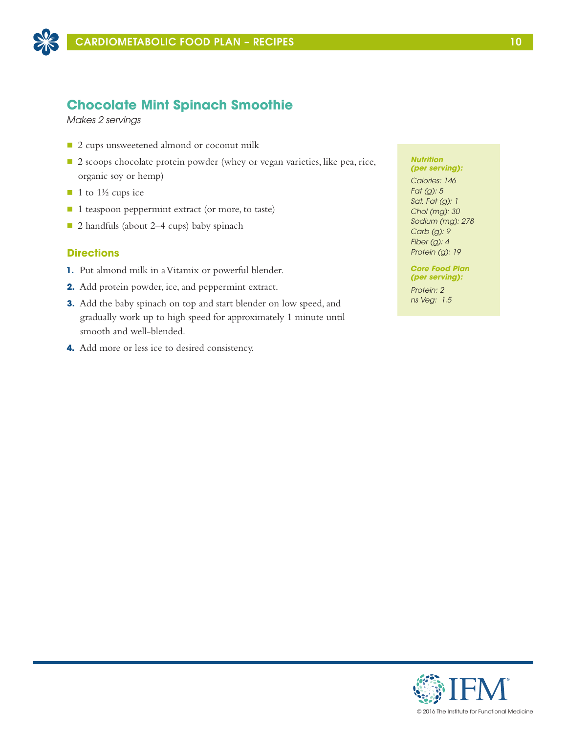## Chocolate Mint Spinach Smoothie

*Makes 2 servings*

- 2 cups unsweetened almond or coconut milk
- 2 scoops chocolate protein powder (whey or vegan varieties, like pea, rice, organic soy or hemp)
- 1 to 1½ cups ice
- 1 teaspoon peppermint extract (or more, to taste)
- 2 handfuls (about 2–4 cups) baby spinach

### Directions

1. Put almond milk in a Vitamix or powerful blender.
2. Add protein powder, ice, and peppermint extract.
3. Add the baby spinach on top and start blender on low speed, and gradually work up to high speed for approximately 1 minute until smooth and well-blended.
4. Add more or less ice to desired consistency.

***Nutrition (per serving):***

*Calories: 146*
*Fat (g): 5*
*Sat. Fat (g): 1*
*Chol (mg): 30*
*Sodium (mg): 278*
*Carb (g): 9*
*Fiber (g): 4*
*Protein (g): 19*

***Core Food Plan (per serving):***

*Protein: 2*
*ns Veg: 1.5*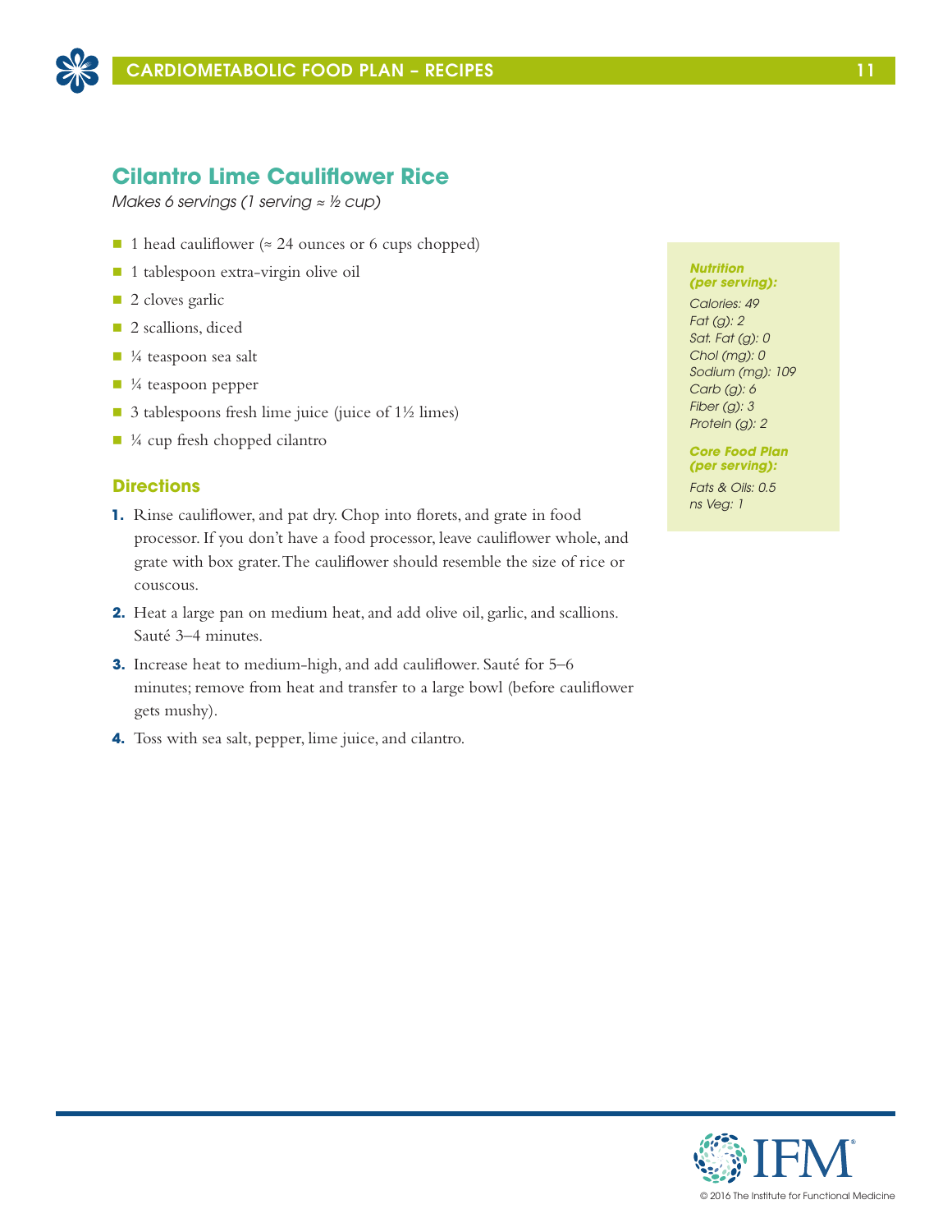## Cilantro Lime Cauliflower Rice

*Makes 6 servings (1 serving ≈ ½ cup)*

- 1 head cauliflower (≈ 24 ounces or 6 cups chopped)
- 1 tablespoon extra-virgin olive oil
- 2 cloves garlic
- 2 scallions, diced
- ¼ teaspoon sea salt
- ¼ teaspoon pepper
- 3 tablespoons fresh lime juice (juice of 1½ limes)
- ¼ cup fresh chopped cilantro

### Directions

1. Rinse cauliflower, and pat dry. Chop into florets, and grate in food processor. If you don't have a food processor, leave cauliflower whole, and grate with box grater. The cauliflower should resemble the size of rice or couscous.
2. Heat a large pan on medium heat, and add olive oil, garlic, and scallions. Sauté 3–4 minutes.
3. Increase heat to medium-high, and add cauliflower. Sauté for 5–6 minutes; remove from heat and transfer to a large bowl (before cauliflower gets mushy).
4. Toss with sea salt, pepper, lime juice, and cilantro.

***Nutrition (per serving):***

*Calories: 49*
*Fat (g): 2*
*Sat. Fat (g): 0*
*Chol (mg): 0*
*Sodium (mg): 109*
*Carb (g): 6*
*Fiber (g): 3*
*Protein (g): 2*

***Core Food Plan (per serving):***

*Fats & Oils: 0.5*
*ns Veg: 1*

© 2016 The Institute for Functional Medicine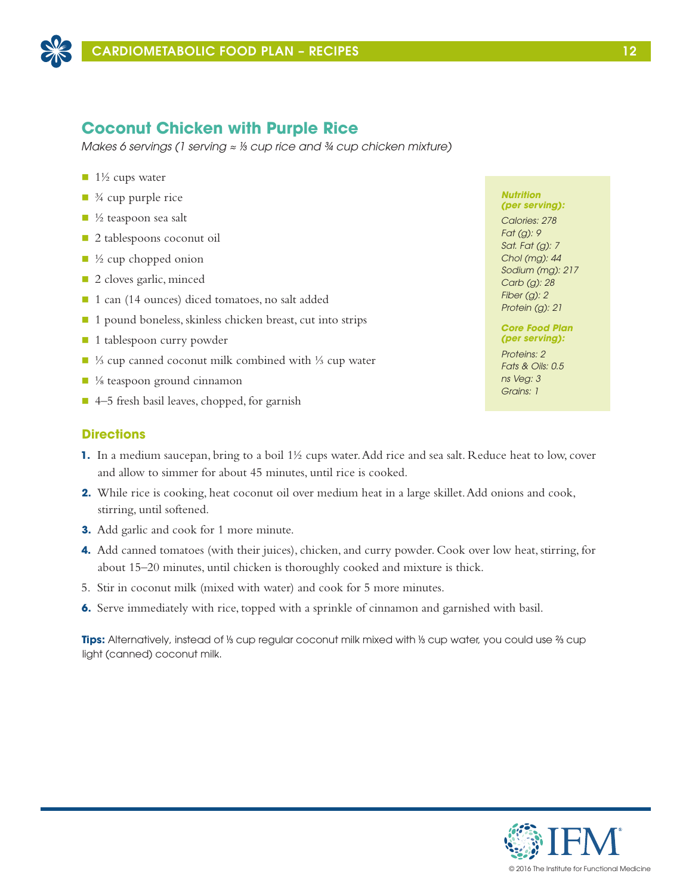## Coconut Chicken with Purple Rice

*Makes 6 servings (1 serving ≈ ⅓ cup rice and ¾ cup chicken mixture)*

- 1½ cups water
- ¾ cup purple rice
- ½ teaspoon sea salt
- 2 tablespoons coconut oil
- ½ cup chopped onion
- 2 cloves garlic, minced
- 1 can (14 ounces) diced tomatoes, no salt added
- 1 pound boneless, skinless chicken breast, cut into strips
- 1 tablespoon curry powder
- ⅓ cup canned coconut milk combined with ⅓ cup water
- ⅛ teaspoon ground cinnamon
- 4–5 fresh basil leaves, chopped, for garnish

***Nutrition (per serving):***

*Calories: 278*
*Fat (g): 9*
*Sat. Fat (g): 7*
*Chol (mg): 44*
*Sodium (mg): 217*
*Carb (g): 28*
*Fiber (g): 2*
*Protein (g): 21*

***Core Food Plan (per serving):***

*Proteins: 2*
*Fats & Oils: 0.5*
*ns Veg: 3*
*Grains: 1*

### Directions

1. In a medium saucepan, bring to a boil 1½ cups water. Add rice and sea salt. Reduce heat to low, cover and allow to simmer for about 45 minutes, until rice is cooked.
2. While rice is cooking, heat coconut oil over medium heat in a large skillet. Add onions and cook, stirring, until softened.
3. Add garlic and cook for 1 more minute.
4. Add canned tomatoes (with their juices), chicken, and curry powder. Cook over low heat, stirring, for about 15–20 minutes, until chicken is thoroughly cooked and mixture is thick.
5. Stir in coconut milk (mixed with water) and cook for 5 more minutes.
6. Serve immediately with rice, topped with a sprinkle of cinnamon and garnished with basil.

**Tips:** Alternatively, instead of ⅓ cup regular coconut milk mixed with ⅓ cup water, you could use ⅔ cup light (canned) coconut milk.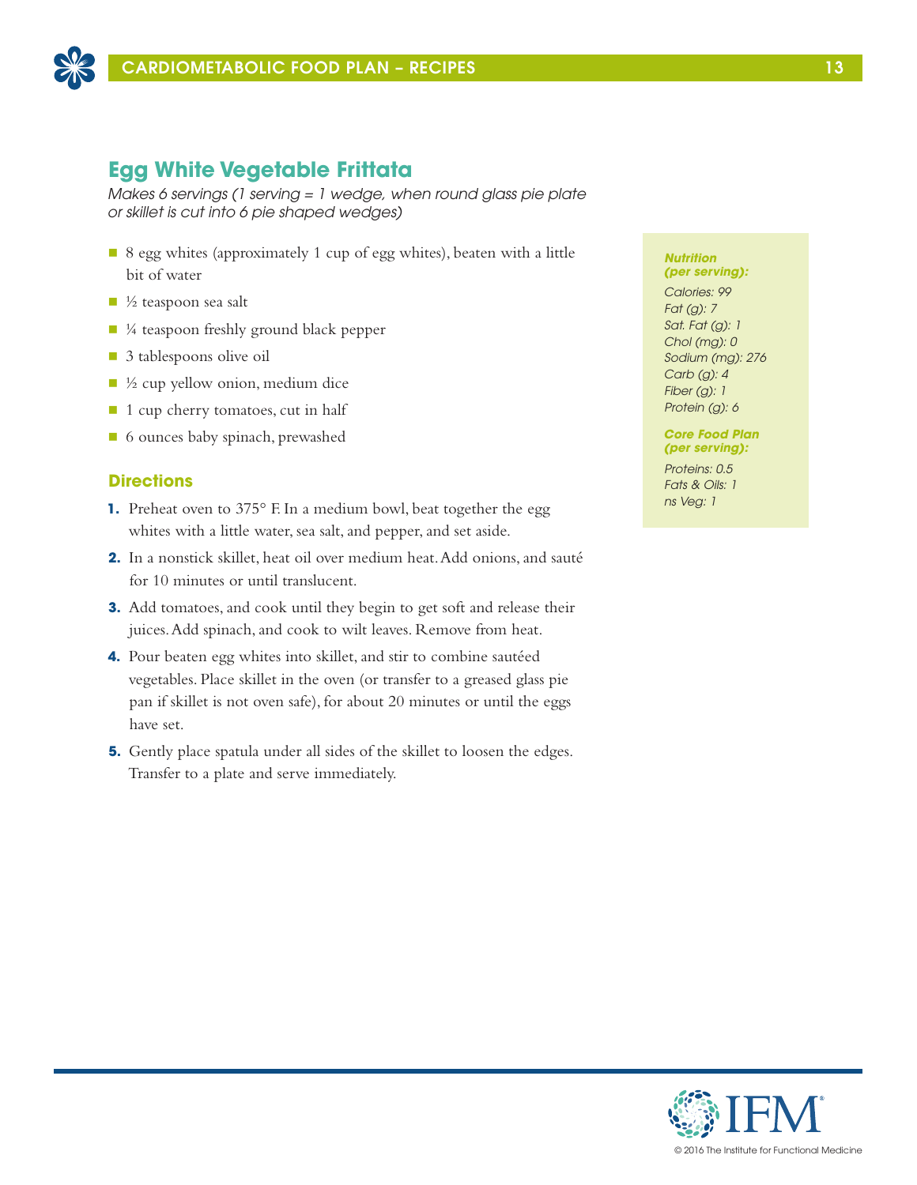## Egg White Vegetable Frittata

*Makes 6 servings (1 serving = 1 wedge, when round glass pie plate or skillet is cut into 6 pie shaped wedges)*

- 8 egg whites (approximately 1 cup of egg whites), beaten with a little bit of water
- ½ teaspoon sea salt
- ¼ teaspoon freshly ground black pepper
- 3 tablespoons olive oil
- ½ cup yellow onion, medium dice
- 1 cup cherry tomatoes, cut in half
- 6 ounces baby spinach, prewashed

### Directions

1. Preheat oven to 375° F. In a medium bowl, beat together the egg whites with a little water, sea salt, and pepper, and set aside.
2. In a nonstick skillet, heat oil over medium heat. Add onions, and sauté for 10 minutes or until translucent.
3. Add tomatoes, and cook until they begin to get soft and release their juices. Add spinach, and cook to wilt leaves. Remove from heat.
4. Pour beaten egg whites into skillet, and stir to combine sautéed vegetables. Place skillet in the oven (or transfer to a greased glass pie pan if skillet is not oven safe), for about 20 minutes or until the eggs have set.
5. Gently place spatula under all sides of the skillet to loosen the edges. Transfer to a plate and serve immediately.

***Nutrition (per serving):***

*Calories: 99*
*Fat (g): 7*
*Sat. Fat (g): 1*
*Chol (mg): 0*
*Sodium (mg): 276*
*Carb (g): 4*
*Fiber (g): 1*
*Protein (g): 6*

***Core Food Plan (per serving):***

*Proteins: 0.5*
*Fats & Oils: 1*
*ns Veg: 1*

© 2016 The Institute for Functional Medicine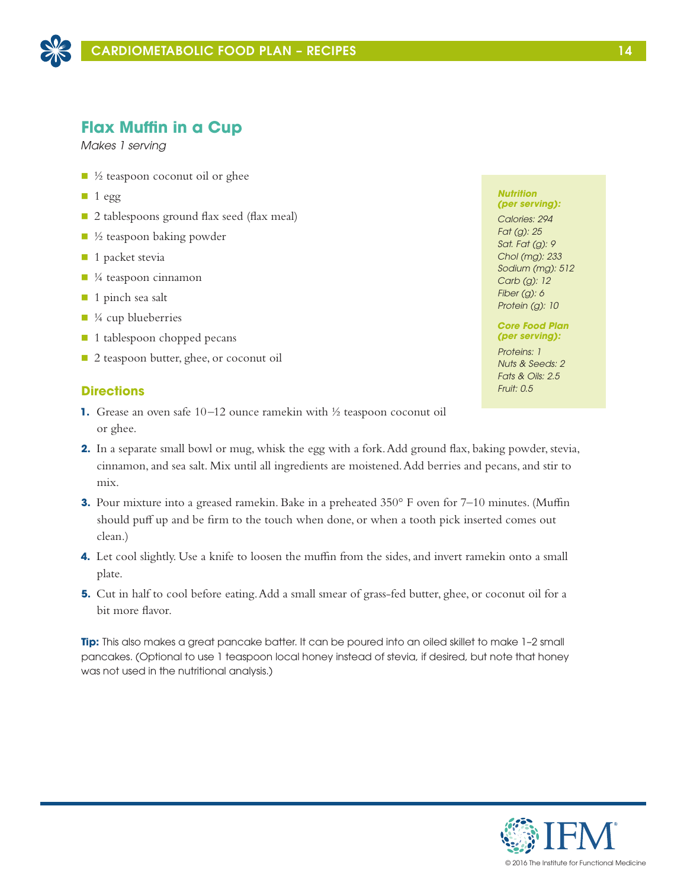## Flax Muffin in a Cup

*Makes 1 serving*

- ½ teaspoon coconut oil or ghee
- 1 egg
- 2 tablespoons ground flax seed (flax meal)
- ½ teaspoon baking powder
- 1 packet stevia
- ¼ teaspoon cinnamon
- 1 pinch sea salt
- ¼ cup blueberries
- 1 tablespoon chopped pecans
- 2 teaspoon butter, ghee, or coconut oil

***Nutrition (per serving):***

*Calories: 294*
*Fat (g): 25*
*Sat. Fat (g): 9*
*Chol (mg): 233*
*Sodium (mg): 512*
*Carb (g): 12*
*Fiber (g): 6*
*Protein (g): 10*

***Core Food Plan (per serving):***

*Proteins: 1*
*Nuts & Seeds: 2*
*Fats & Oils: 2.5*
*Fruit: 0.5*

### Directions

1. Grease an oven safe 10–12 ounce ramekin with ½ teaspoon coconut oil or ghee.
2. In a separate small bowl or mug, whisk the egg with a fork. Add ground flax, baking powder, stevia, cinnamon, and sea salt. Mix until all ingredients are moistened. Add berries and pecans, and stir to mix.
3. Pour mixture into a greased ramekin. Bake in a preheated 350° F oven for 7–10 minutes. (Muffin should puff up and be firm to the touch when done, or when a tooth pick inserted comes out clean.)
4. Let cool slightly. Use a knife to loosen the muffin from the sides, and invert ramekin onto a small plate.
5. Cut in half to cool before eating. Add a small smear of grass-fed butter, ghee, or coconut oil for a bit more flavor.

**Tip:** This also makes a great pancake batter. It can be poured into an oiled skillet to make 1-2 small pancakes. (Optional to use 1 teaspoon local honey instead of stevia, if desired, but note that honey was not used in the nutritional analysis.)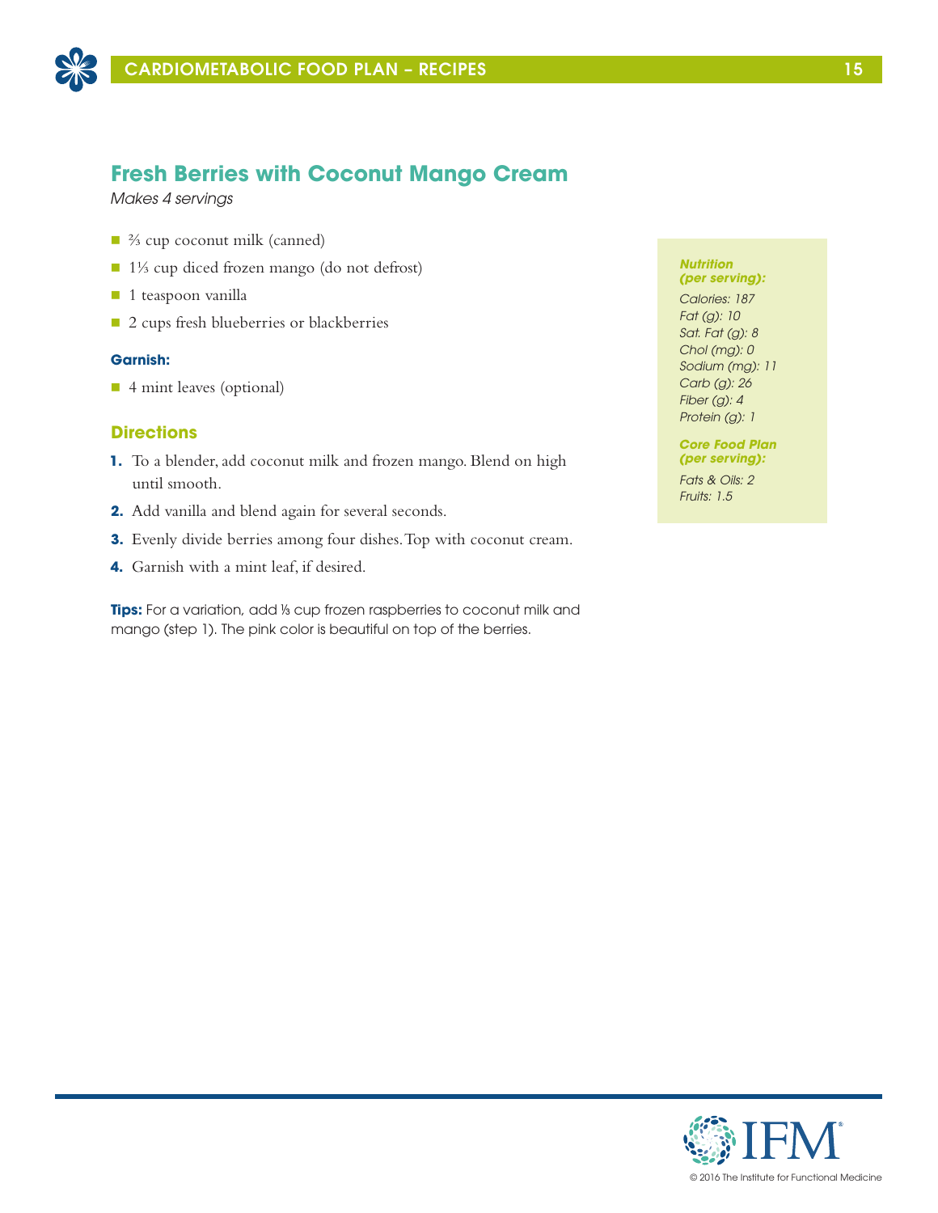## Fresh Berries with Coconut Mango Cream

*Makes 4 servings*

- ⅔ cup coconut milk (canned)
- 1⅓ cup diced frozen mango (do not defrost)
- 1 teaspoon vanilla
- 2 cups fresh blueberries or blackberries

**Garnish:**

- 4 mint leaves (optional)

### Directions

1. To a blender, add coconut milk and frozen mango. Blend on high until smooth.
2. Add vanilla and blend again for several seconds.
3. Evenly divide berries among four dishes. Top with coconut cream.
4. Garnish with a mint leaf, if desired.

**Tips:** For a variation, add ⅓ cup frozen raspberries to coconut milk and mango (step 1). The pink color is beautiful on top of the berries.

***Nutrition (per serving):***

*Calories: 187*
*Fat (g): 10*
*Sat. Fat (g): 8*
*Chol (mg): 0*
*Sodium (mg): 11*
*Carb (g): 26*
*Fiber (g): 4*
*Protein (g): 1*

***Core Food Plan (per serving):***

*Fats & Oils: 2*
*Fruits: 1.5*

© 2016 The Institute for Functional Medicine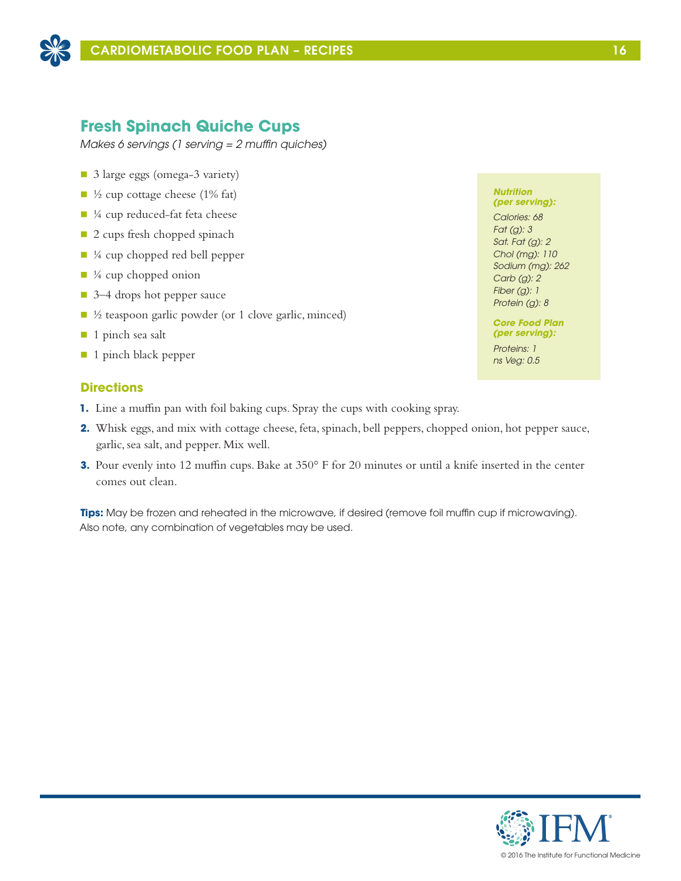## Fresh Spinach Quiche Cups

*Makes 6 servings (1 serving = 2 muffin quiches)*

- 3 large eggs (omega-3 variety)
- ½ cup cottage cheese (1% fat)
- ¼ cup reduced-fat feta cheese
- 2 cups fresh chopped spinach
- ¼ cup chopped red bell pepper
- ¼ cup chopped onion
- 3–4 drops hot pepper sauce
- ½ teaspoon garlic powder (or 1 clove garlic, minced)
- 1 pinch sea salt
- 1 pinch black pepper

***Nutrition (per serving):***

*Calories: 68*
*Fat (g): 3*
*Sat. Fat (g): 2*
*Chol (mg): 110*
*Sodium (mg): 262*
*Carb (g): 2*
*Fiber (g): 1*
*Protein (g): 8*

***Core Food Plan (per serving):***

*Proteins: 1*
*ns Veg: 0.5*

### Directions

1. Line a muffin pan with foil baking cups. Spray the cups with cooking spray.
2. Whisk eggs, and mix with cottage cheese, feta, spinach, bell peppers, chopped onion, hot pepper sauce, garlic, sea salt, and pepper. Mix well.
3. Pour evenly into 12 muffin cups. Bake at 350° F for 20 minutes or until a knife inserted in the center comes out clean.

**Tips:** May be frozen and reheated in the microwave, if desired (remove foil muffin cup if microwaving). Also note, any combination of vegetables may be used.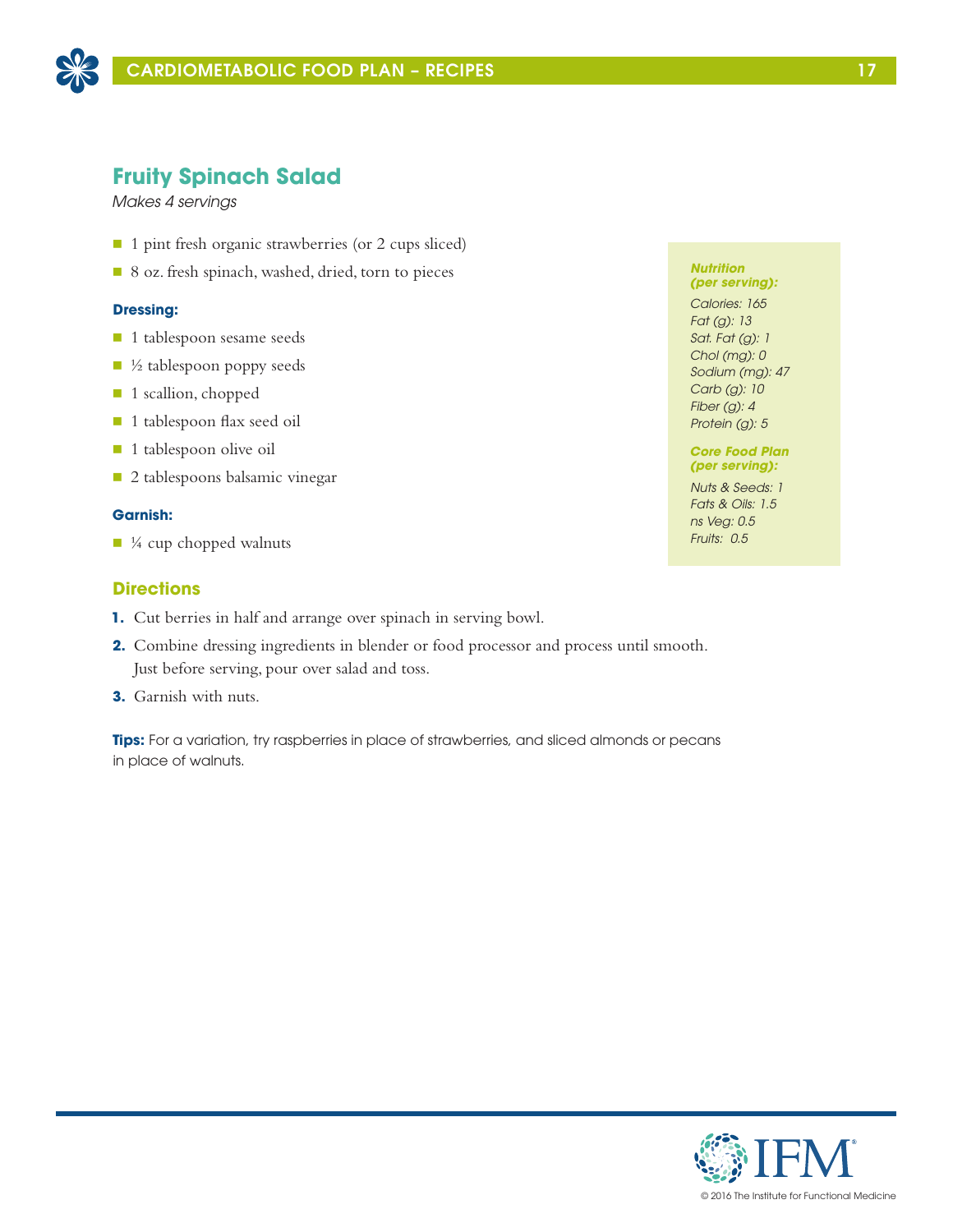## Fruity Spinach Salad

*Makes 4 servings*

- 1 pint fresh organic strawberries (or 2 cups sliced)
- 8 oz. fresh spinach, washed, dried, torn to pieces

**Dressing:**

- 1 tablespoon sesame seeds
- ½ tablespoon poppy seeds
- 1 scallion, chopped
- 1 tablespoon flax seed oil
- 1 tablespoon olive oil
- 2 tablespoons balsamic vinegar

**Garnish:**

- ¼ cup chopped walnuts

***Nutrition (per serving):***

*Calories: 165*
*Fat (g): 13*
*Sat. Fat (g): 1*
*Chol (mg): 0*
*Sodium (mg): 47*
*Carb (g): 10*
*Fiber (g): 4*
*Protein (g): 5*

***Core Food Plan (per serving):***

*Nuts & Seeds: 1*
*Fats & Oils: 1.5*
*ns Veg: 0.5*
*Fruits: 0.5*

### Directions

1. Cut berries in half and arrange over spinach in serving bowl.
2. Combine dressing ingredients in blender or food processor and process until smooth. Just before serving, pour over salad and toss.
3. Garnish with nuts.

**Tips:** For a variation, try raspberries in place of strawberries, and sliced almonds or pecans in place of walnuts.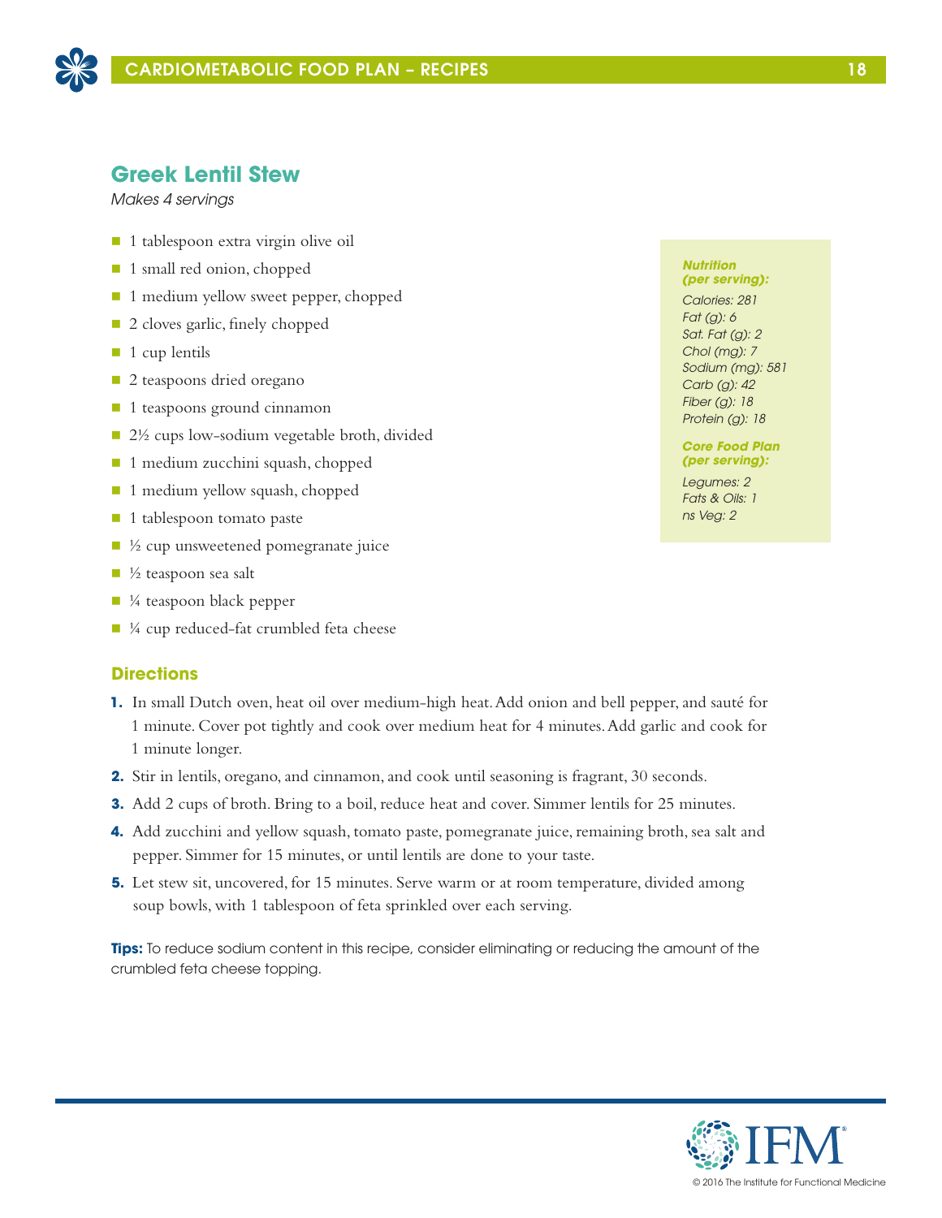## Greek Lentil Stew

*Makes 4 servings*

- 1 tablespoon extra virgin olive oil
- 1 small red onion, chopped
- 1 medium yellow sweet pepper, chopped
- 2 cloves garlic, finely chopped
- 1 cup lentils
- 2 teaspoons dried oregano
- 1 teaspoons ground cinnamon
- 2½ cups low-sodium vegetable broth, divided
- 1 medium zucchini squash, chopped
- 1 medium yellow squash, chopped
- 1 tablespoon tomato paste
- ½ cup unsweetened pomegranate juice
- ½ teaspoon sea salt
- ¼ teaspoon black pepper
- ¼ cup reduced-fat crumbled feta cheese

***Nutrition (per serving):***

*Calories: 281*
*Fat (g): 6*
*Sat. Fat (g): 2*
*Chol (mg): 7*
*Sodium (mg): 581*
*Carb (g): 42*
*Fiber (g): 18*
*Protein (g): 18*

***Core Food Plan (per serving):***

*Legumes: 2*
*Fats & Oils: 1*
*ns Veg: 2*

### Directions

1. In small Dutch oven, heat oil over medium-high heat. Add onion and bell pepper, and sauté for 1 minute. Cover pot tightly and cook over medium heat for 4 minutes. Add garlic and cook for 1 minute longer.
2. Stir in lentils, oregano, and cinnamon, and cook until seasoning is fragrant, 30 seconds.
3. Add 2 cups of broth. Bring to a boil, reduce heat and cover. Simmer lentils for 25 minutes.
4. Add zucchini and yellow squash, tomato paste, pomegranate juice, remaining broth, sea salt and pepper. Simmer for 15 minutes, or until lentils are done to your taste.
5. Let stew sit, uncovered, for 15 minutes. Serve warm or at room temperature, divided among soup bowls, with 1 tablespoon of feta sprinkled over each serving.

**Tips:** To reduce sodium content in this recipe, consider eliminating or reducing the amount of the crumbled feta cheese topping.

© 2016 The Institute for Functional Medicine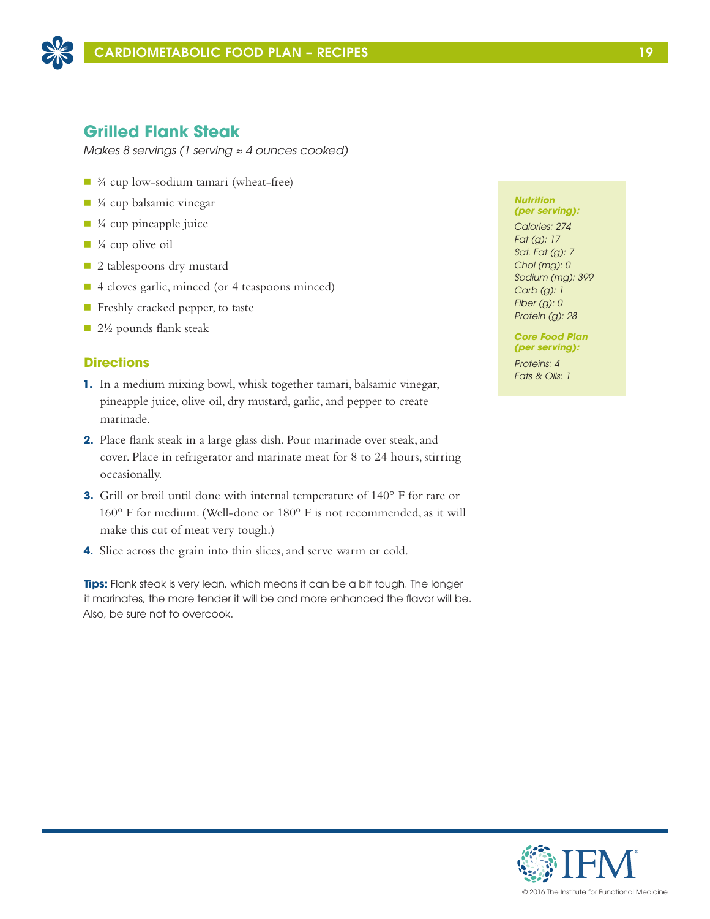## Grilled Flank Steak

*Makes 8 servings (1 serving ≈ 4 ounces cooked)*

- ¾ cup low-sodium tamari (wheat-free)
- ¼ cup balsamic vinegar
- ¼ cup pineapple juice
- ¼ cup olive oil
- 2 tablespoons dry mustard
- 4 cloves garlic, minced (or 4 teaspoons minced)
- Freshly cracked pepper, to taste
- 2½ pounds flank steak

### Directions

1. In a medium mixing bowl, whisk together tamari, balsamic vinegar, pineapple juice, olive oil, dry mustard, garlic, and pepper to create marinade.
2. Place flank steak in a large glass dish. Pour marinade over steak, and cover. Place in refrigerator and marinate meat for 8 to 24 hours, stirring occasionally.
3. Grill or broil until done with internal temperature of 140° F for rare or 160° F for medium. (Well-done or 180° F is not recommended, as it will make this cut of meat very tough.)
4. Slice across the grain into thin slices, and serve warm or cold.

**Tips:** Flank steak is very lean, which means it can be a bit tough. The longer it marinates, the more tender it will be and more enhanced the flavor will be. Also, be sure not to overcook.

***Nutrition (per serving):***

*Calories: 274*
*Fat (g): 17*
*Sat. Fat (g): 7*
*Chol (mg): 0*
*Sodium (mg): 399*
*Carb (g): 1*
*Fiber (g): 0*
*Protein (g): 28*

***Core Food Plan (per serving):***

*Proteins: 4*
*Fats & Oils: 1*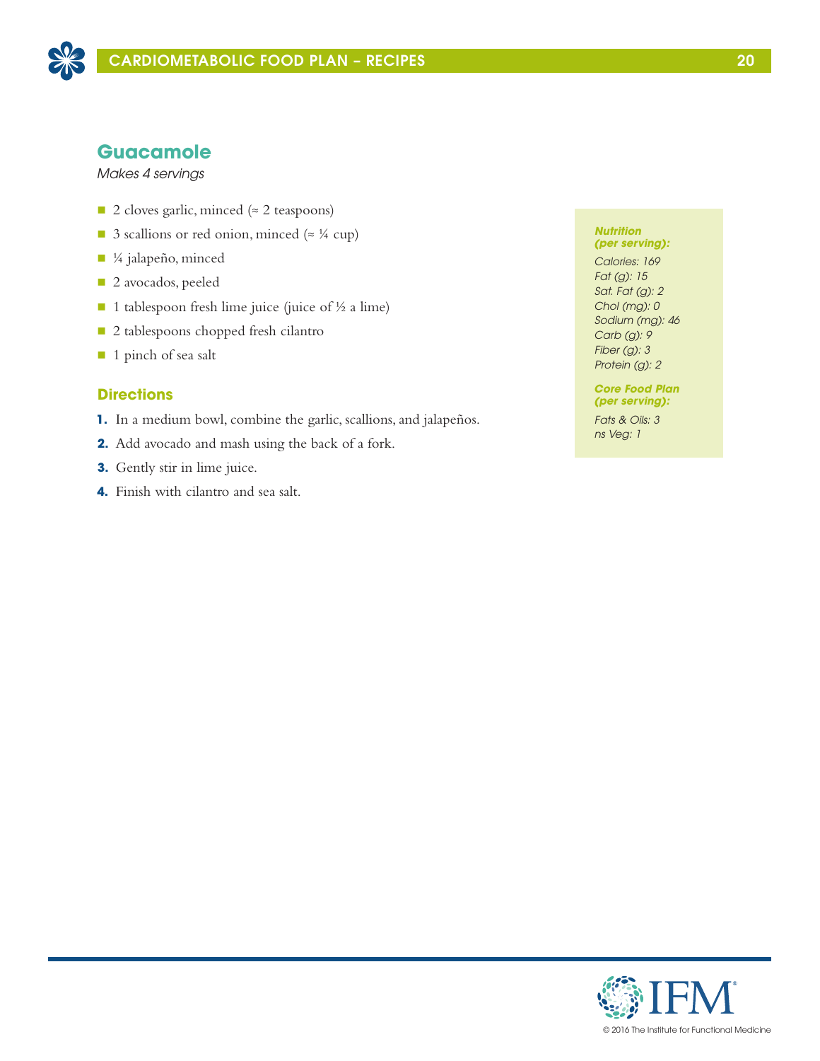## Guacamole

*Makes 4 servings*

- 2 cloves garlic, minced (≈ 2 teaspoons)
- 3 scallions or red onion, minced (≈ ¼ cup)
- ¼ jalapeño, minced
- 2 avocados, peeled
- 1 tablespoon fresh lime juice (juice of ½ a lime)
- 2 tablespoons chopped fresh cilantro
- 1 pinch of sea salt

### Directions

1. In a medium bowl, combine the garlic, scallions, and jalapeños.
2. Add avocado and mash using the back of a fork.
3. Gently stir in lime juice.
4. Finish with cilantro and sea salt.

***Nutrition (per serving):***

*Calories: 169*
*Fat (g): 15*
*Sat. Fat (g): 2*
*Chol (mg): 0*
*Sodium (mg): 46*
*Carb (g): 9*
*Fiber (g): 3*
*Protein (g): 2*

***Core Food Plan (per serving):***

*Fats & Oils: 3*
*ns Veg: 1*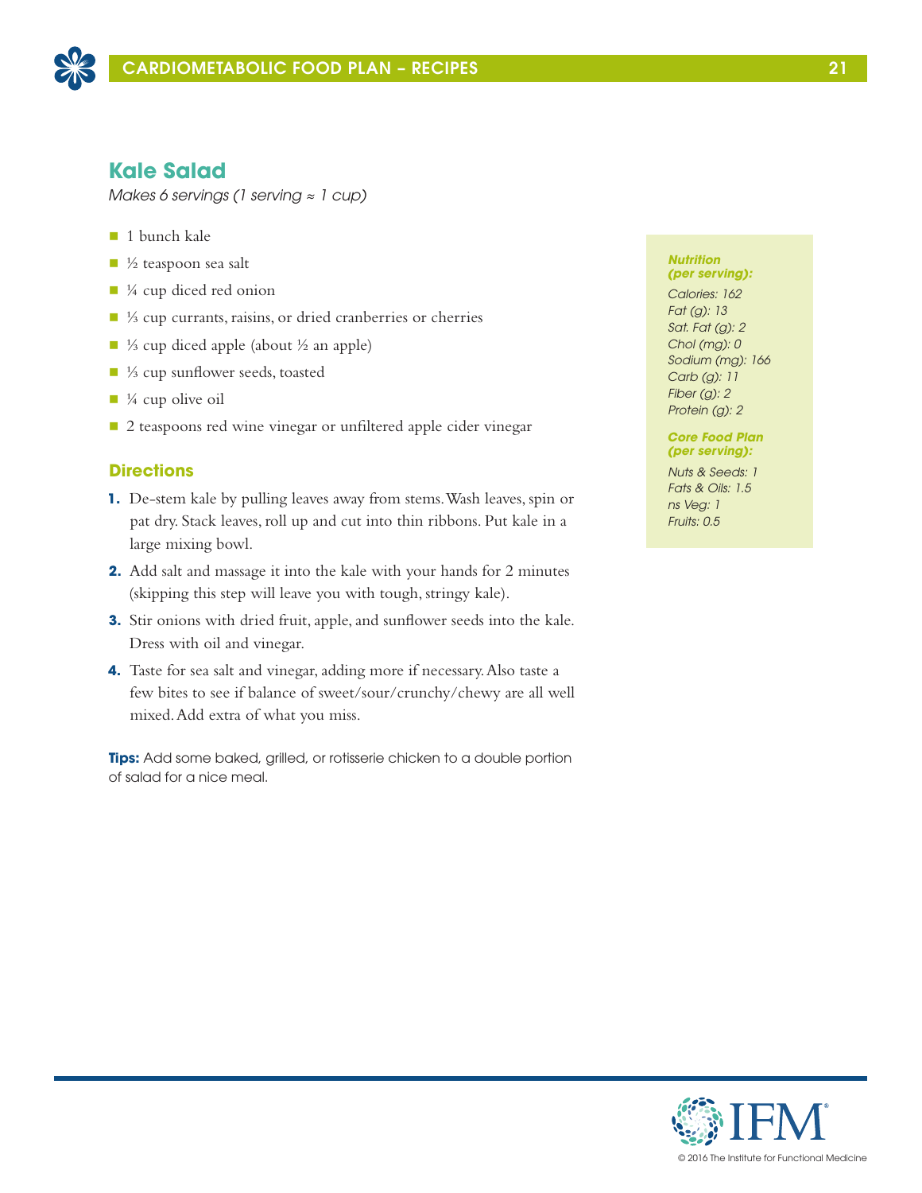## Kale Salad

*Makes 6 servings (1 serving ≈ 1 cup)*

- 1 bunch kale
- ½ teaspoon sea salt
- ¼ cup diced red onion
- ⅓ cup currants, raisins, or dried cranberries or cherries
- ⅓ cup diced apple (about ½ an apple)
- ⅓ cup sunflower seeds, toasted
- ¼ cup olive oil
- 2 teaspoons red wine vinegar or unfiltered apple cider vinegar

### Directions

1. De-stem kale by pulling leaves away from stems. Wash leaves, spin or pat dry. Stack leaves, roll up and cut into thin ribbons. Put kale in a large mixing bowl.
2. Add salt and massage it into the kale with your hands for 2 minutes (skipping this step will leave you with tough, stringy kale).
3. Stir onions with dried fruit, apple, and sunflower seeds into the kale. Dress with oil and vinegar.
4. Taste for sea salt and vinegar, adding more if necessary. Also taste a few bites to see if balance of sweet/sour/crunchy/chewy are all well mixed. Add extra of what you miss.

**Tips:** Add some baked, grilled, or rotisserie chicken to a double portion of salad for a nice meal.

***Nutrition (per serving):***

*Calories: 162*
*Fat (g): 13*
*Sat. Fat (g): 2*
*Chol (mg): 0*
*Sodium (mg): 166*
*Carb (g): 11*
*Fiber (g): 2*
*Protein (g): 2*

***Core Food Plan (per serving):***

*Nuts & Seeds: 1*
*Fats & Oils: 1.5*
*ns Veg: 1*
*Fruits: 0.5*

© 2016 The Institute for Functional Medicine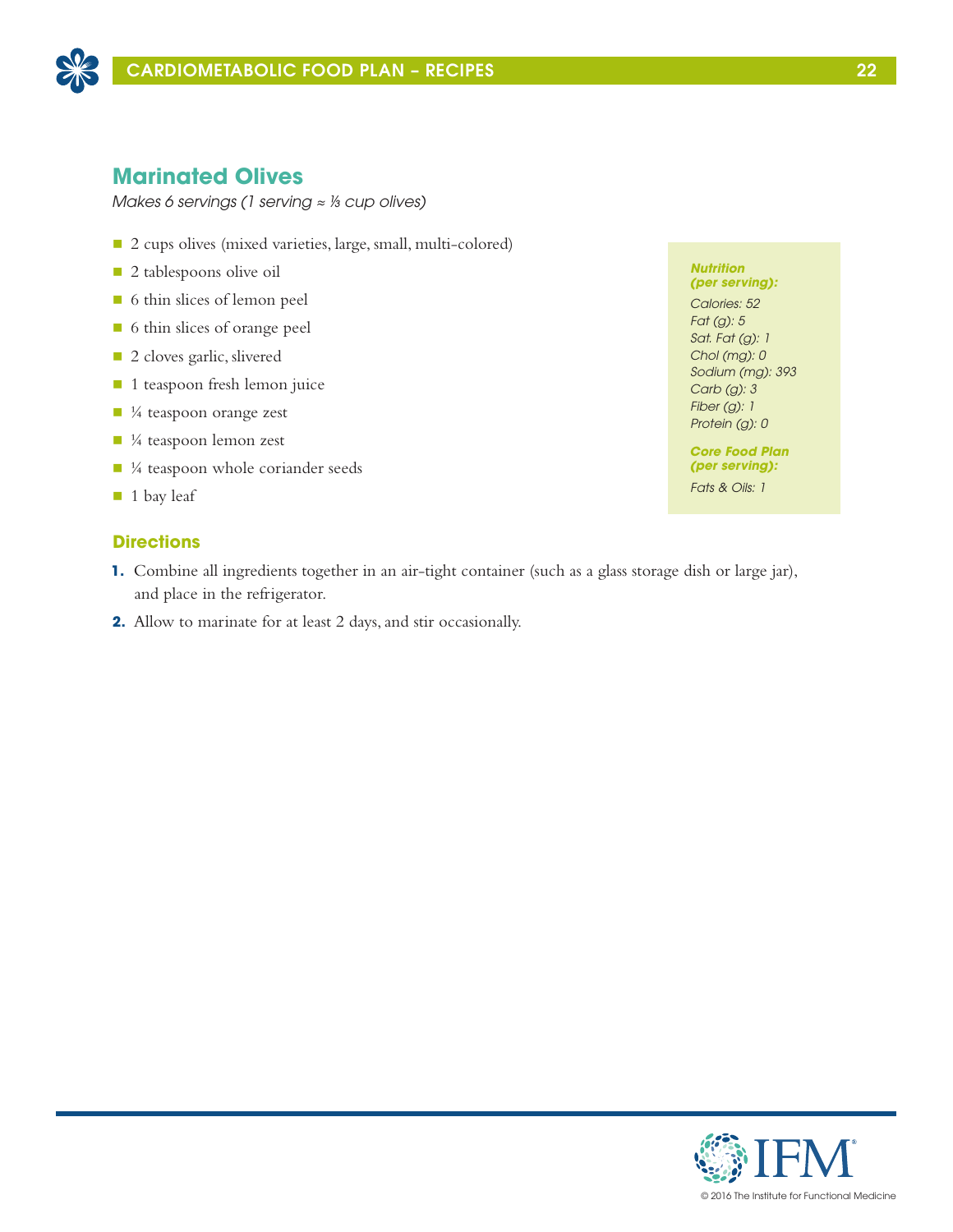## Marinated Olives

*Makes 6 servings (1 serving ≈ ⅓ cup olives)*

- 2 cups olives (mixed varieties, large, small, multi-colored)
- 2 tablespoons olive oil
- 6 thin slices of lemon peel
- 6 thin slices of orange peel
- 2 cloves garlic, slivered
- 1 teaspoon fresh lemon juice
- ¼ teaspoon orange zest
- ¼ teaspoon lemon zest
- ¼ teaspoon whole coriander seeds
- 1 bay leaf

***Nutrition (per serving):***

*Calories: 52*
*Fat (g): 5*
*Sat. Fat (g): 1*
*Chol (mg): 0*
*Sodium (mg): 393*
*Carb (g): 3*
*Fiber (g): 1*
*Protein (g): 0*

***Core Food Plan (per serving):***

*Fats & Oils: 1*

### Directions

1. Combine all ingredients together in an air-tight container (such as a glass storage dish or large jar), and place in the refrigerator.
2. Allow to marinate for at least 2 days, and stir occasionally.

© 2016 The Institute for Functional Medicine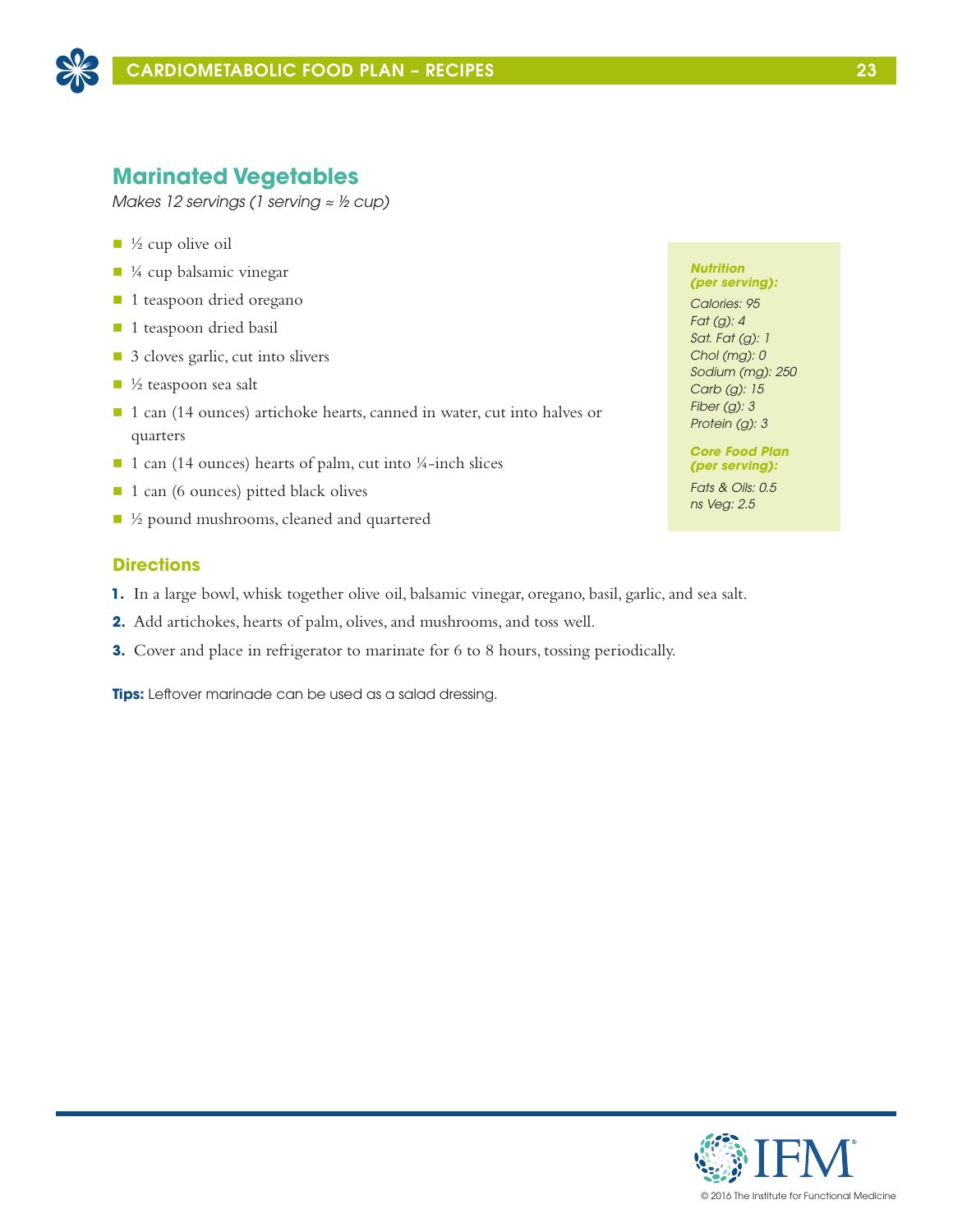## Marinated Vegetables

*Makes 12 servings (1 serving ≈ ½ cup)*

- ½ cup olive oil
- ¼ cup balsamic vinegar
- 1 teaspoon dried oregano
- 1 teaspoon dried basil
- 3 cloves garlic, cut into slivers
- ½ teaspoon sea salt
- 1 can (14 ounces) artichoke hearts, canned in water, cut into halves or quarters
- 1 can (14 ounces) hearts of palm, cut into ¼-inch slices
- 1 can (6 ounces) pitted black olives
- ½ pound mushrooms, cleaned and quartered

***Nutrition (per serving):***

*Calories: 95*
*Fat (g): 4*
*Sat. Fat (g): 1*
*Chol (mg): 0*
*Sodium (mg): 250*
*Carb (g): 15*
*Fiber (g): 3*
*Protein (g): 3*

***Core Food Plan (per serving):***

*Fats & Oils: 0.5*
*ns Veg: 2.5*

### Directions

1. In a large bowl, whisk together olive oil, balsamic vinegar, oregano, basil, garlic, and sea salt.
2. Add artichokes, hearts of palm, olives, and mushrooms, and toss well.
3. Cover and place in refrigerator to marinate for 6 to 8 hours, tossing periodically.

**Tips:** Leftover marinade can be used as a salad dressing.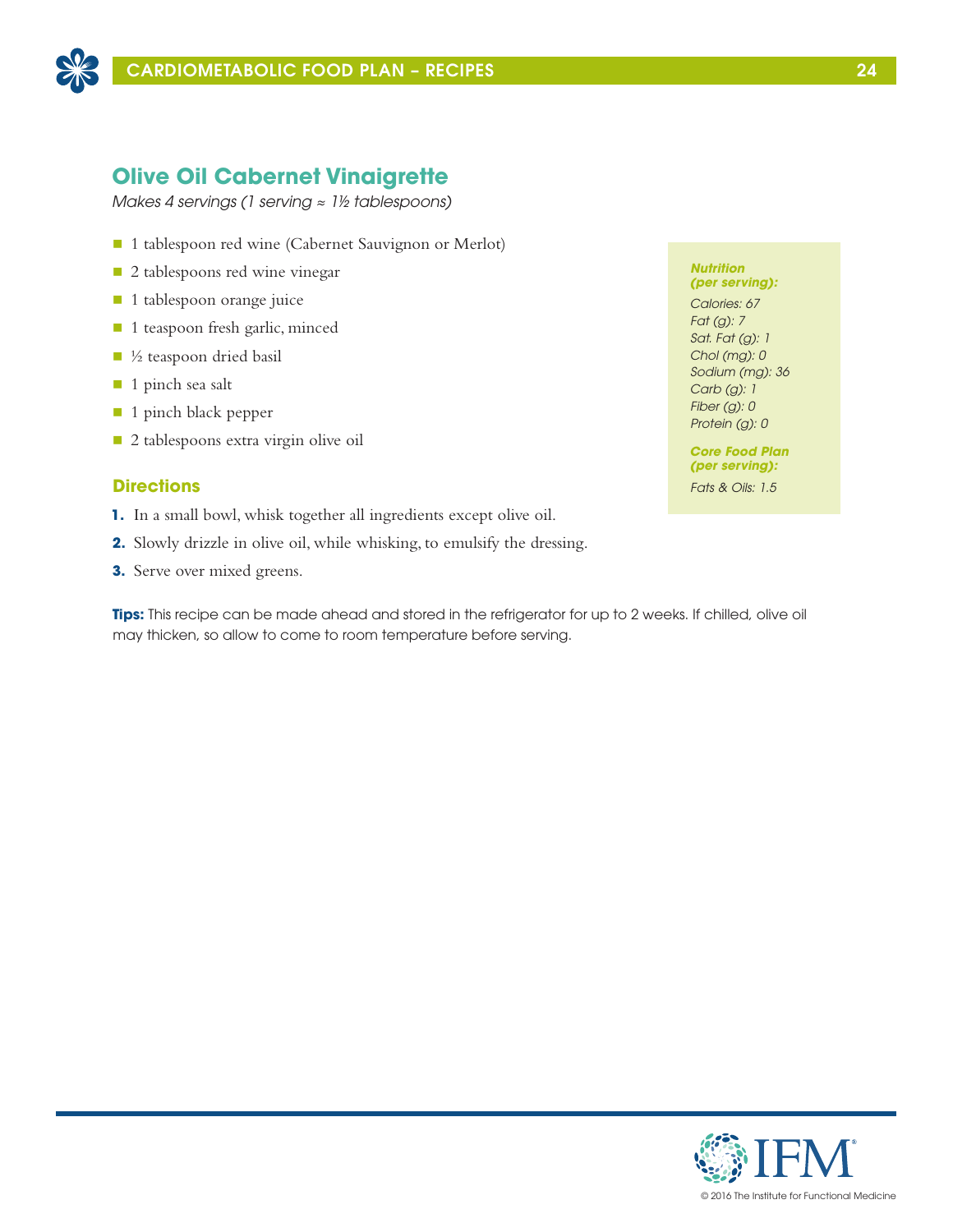## Olive Oil Cabernet Vinaigrette

*Makes 4 servings (1 serving ≈ 1½ tablespoons)*

- 1 tablespoon red wine (Cabernet Sauvignon or Merlot)
- 2 tablespoons red wine vinegar
- 1 tablespoon orange juice
- 1 teaspoon fresh garlic, minced
- ½ teaspoon dried basil
- 1 pinch sea salt
- 1 pinch black pepper
- 2 tablespoons extra virgin olive oil

***Nutrition (per serving):***

*Calories: 67*
*Fat (g): 7*
*Sat. Fat (g): 1*
*Chol (mg): 0*
*Sodium (mg): 36*
*Carb (g): 1*
*Fiber (g): 0*
*Protein (g): 0*

***Core Food Plan (per serving):***

*Fats & Oils: 1.5*

### Directions

1. In a small bowl, whisk together all ingredients except olive oil.
2. Slowly drizzle in olive oil, while whisking, to emulsify the dressing.
3. Serve over mixed greens.

**Tips:** This recipe can be made ahead and stored in the refrigerator for up to 2 weeks. If chilled, olive oil may thicken, so allow to come to room temperature before serving.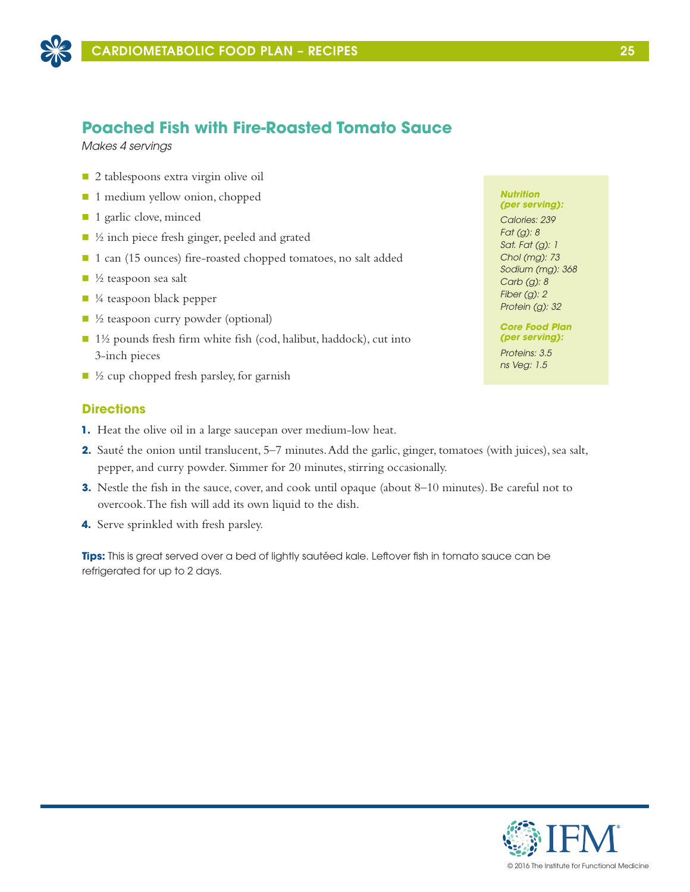## Poached Fish with Fire-Roasted Tomato Sauce

*Makes 4 servings*

- 2 tablespoons extra virgin olive oil
- 1 medium yellow onion, chopped
- 1 garlic clove, minced
- ½ inch piece fresh ginger, peeled and grated
- 1 can (15 ounces) fire-roasted chopped tomatoes, no salt added
- ½ teaspoon sea salt
- ¼ teaspoon black pepper
- ½ teaspoon curry powder (optional)
- 1½ pounds fresh firm white fish (cod, halibut, haddock), cut into 3-inch pieces
- ½ cup chopped fresh parsley, for garnish

***Nutrition (per serving):***

*Calories: 239*
*Fat (g): 8*
*Sat. Fat (g): 1*
*Chol (mg): 73*
*Sodium (mg): 368*
*Carb (g): 8*
*Fiber (g): 2*
*Protein (g): 32*

***Core Food Plan (per serving):***

*Proteins: 3.5*
*ns Veg: 1.5*

### Directions

1. Heat the olive oil in a large saucepan over medium-low heat.
2. Sauté the onion until translucent, 5–7 minutes. Add the garlic, ginger, tomatoes (with juices), sea salt, pepper, and curry powder. Simmer for 20 minutes, stirring occasionally.
3. Nestle the fish in the sauce, cover, and cook until opaque (about 8–10 minutes). Be careful not to overcook. The fish will add its own liquid to the dish.
4. Serve sprinkled with fresh parsley.

**Tips:** This is great served over a bed of lightly sautéed kale. Leftover fish in tomato sauce can be refrigerated for up to 2 days.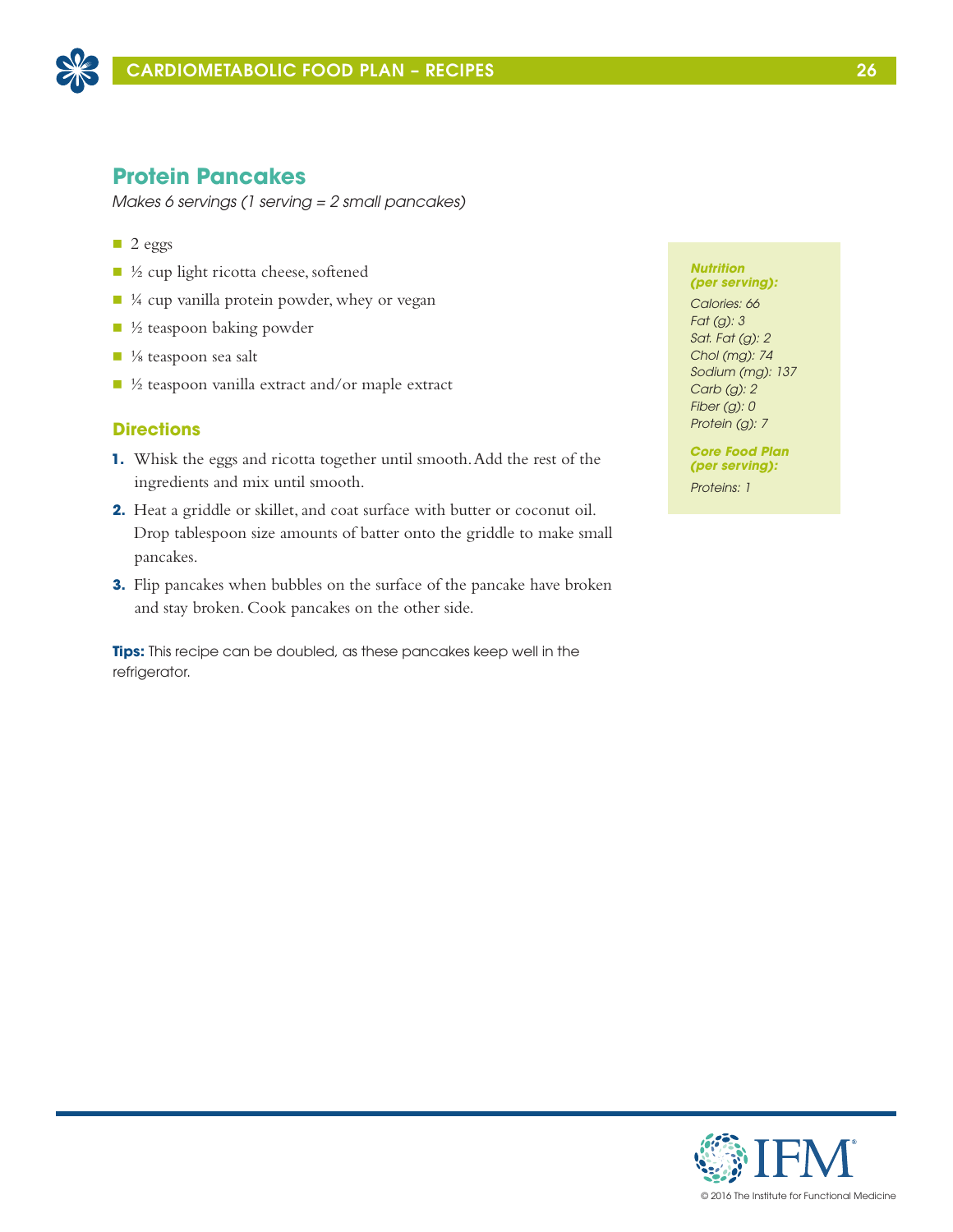## Protein Pancakes

*Makes 6 servings (1 serving = 2 small pancakes)*

- 2 eggs
- ½ cup light ricotta cheese, softened
- ¼ cup vanilla protein powder, whey or vegan
- ½ teaspoon baking powder
- ⅛ teaspoon sea salt
- ½ teaspoon vanilla extract and/or maple extract

### Directions

1. Whisk the eggs and ricotta together until smooth. Add the rest of the ingredients and mix until smooth.
2. Heat a griddle or skillet, and coat surface with butter or coconut oil. Drop tablespoon size amounts of batter onto the griddle to make small pancakes.
3. Flip pancakes when bubbles on the surface of the pancake have broken and stay broken. Cook pancakes on the other side.

**Tips:** This recipe can be doubled, as these pancakes keep well in the refrigerator.

***Nutrition (per serving):***

*Calories: 66*
*Fat (g): 3*
*Sat. Fat (g): 2*
*Chol (mg): 74*
*Sodium (mg): 137*
*Carb (g): 2*
*Fiber (g): 0*
*Protein (g): 7*

***Core Food Plan (per serving):***

*Proteins: 1*

© 2016 The Institute for Functional Medicine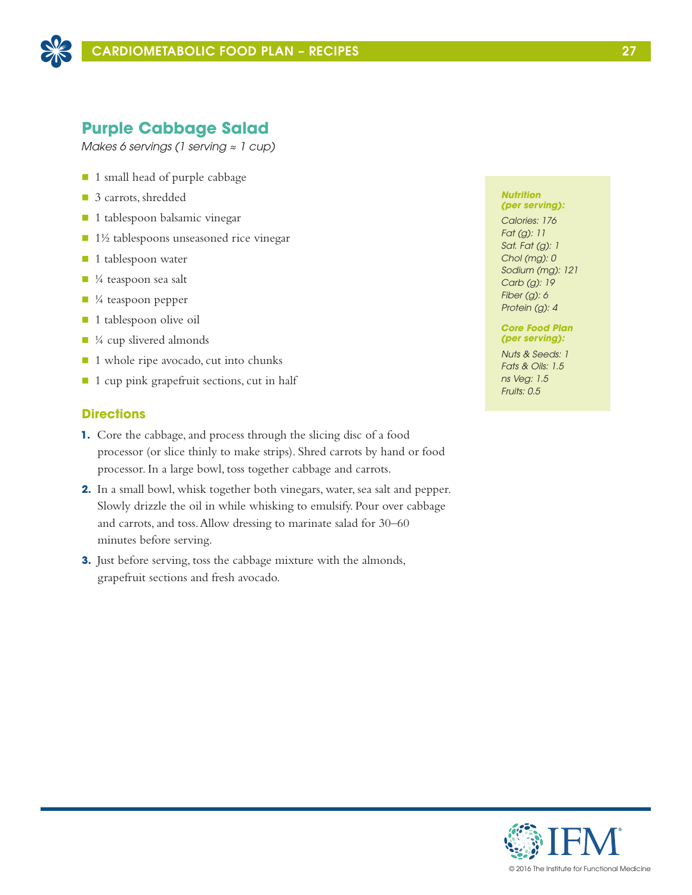## Purple Cabbage Salad

*Makes 6 servings (1 serving ≈ 1 cup)*

- 1 small head of purple cabbage
- 3 carrots, shredded
- 1 tablespoon balsamic vinegar
- 1½ tablespoons unseasoned rice vinegar
- 1 tablespoon water
- ¼ teaspoon sea salt
- ¼ teaspoon pepper
- 1 tablespoon olive oil
- ¼ cup slivered almonds
- 1 whole ripe avocado, cut into chunks
- 1 cup pink grapefruit sections, cut in half

### Directions

1. Core the cabbage, and process through the slicing disc of a food processor (or slice thinly to make strips). Shred carrots by hand or food processor. In a large bowl, toss together cabbage and carrots.
2. In a small bowl, whisk together both vinegars, water, sea salt and pepper. Slowly drizzle the oil in while whisking to emulsify. Pour over cabbage and carrots, and toss. Allow dressing to marinate salad for 30–60 minutes before serving.
3. Just before serving, toss the cabbage mixture with the almonds, grapefruit sections and fresh avocado.

***Nutrition (per serving):***

*Calories: 176*
*Fat (g): 11*
*Sat. Fat (g): 1*
*Chol (mg): 0*
*Sodium (mg): 121*
*Carb (g): 19*
*Fiber (g): 6*
*Protein (g): 4*

***Core Food Plan (per serving):***

*Nuts & Seeds: 1*
*Fats & Oils: 1.5*
*ns Veg: 1.5*
*Fruits: 0.5*

© 2016 The Institute for Functional Medicine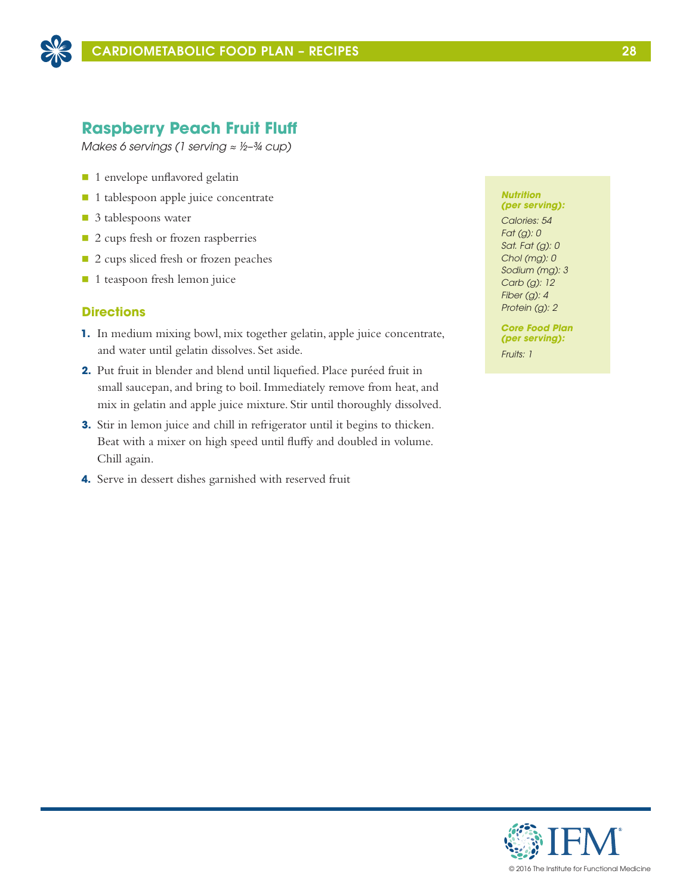## Raspberry Peach Fruit Fluff

*Makes 6 servings (1 serving ≈ ½–¾ cup)*

- 1 envelope unflavored gelatin
- 1 tablespoon apple juice concentrate
- 3 tablespoons water
- 2 cups fresh or frozen raspberries
- 2 cups sliced fresh or frozen peaches
- 1 teaspoon fresh lemon juice

### Directions

1. In medium mixing bowl, mix together gelatin, apple juice concentrate, and water until gelatin dissolves. Set aside.
2. Put fruit in blender and blend until liquefied. Place puréed fruit in small saucepan, and bring to boil. Immediately remove from heat, and mix in gelatin and apple juice mixture. Stir until thoroughly dissolved.
3. Stir in lemon juice and chill in refrigerator until it begins to thicken. Beat with a mixer on high speed until fluffy and doubled in volume. Chill again.
4. Serve in dessert dishes garnished with reserved fruit

***Nutrition (per serving):***

*Calories: 54*
*Fat (g): 0*
*Sat. Fat (g): 0*
*Chol (mg): 0*
*Sodium (mg): 3*
*Carb (g): 12*
*Fiber (g): 4*
*Protein (g): 2*

***Core Food Plan (per serving):***

*Fruits: 1*

© 2016 The Institute for Functional Medicine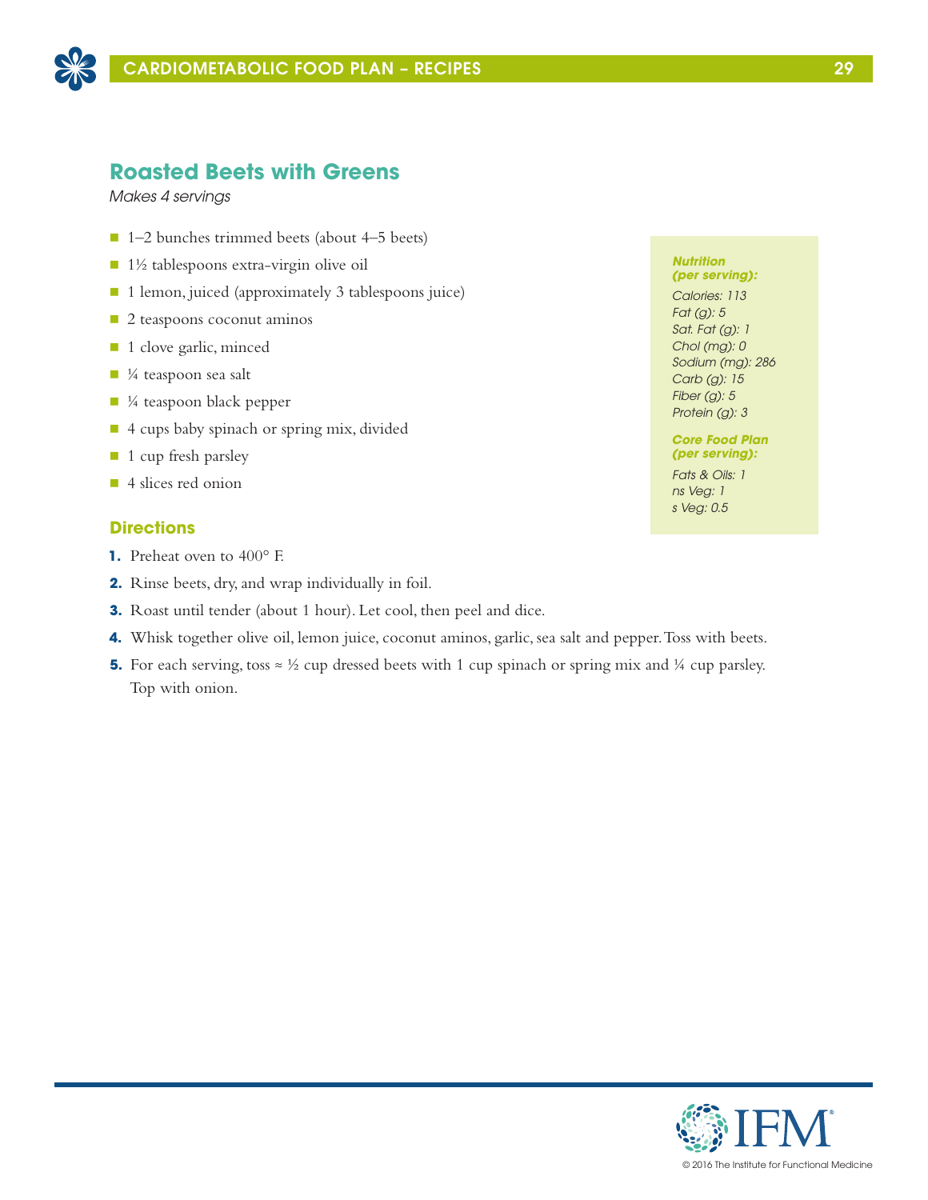## Roasted Beets with Greens

*Makes 4 servings*

- 1–2 bunches trimmed beets (about 4–5 beets)
- 1½ tablespoons extra-virgin olive oil
- 1 lemon, juiced (approximately 3 tablespoons juice)
- 2 teaspoons coconut aminos
- 1 clove garlic, minced
- ¼ teaspoon sea salt
- ¼ teaspoon black pepper
- 4 cups baby spinach or spring mix, divided
- 1 cup fresh parsley
- 4 slices red onion

***Nutrition (per serving):***

*Calories: 113*
*Fat (g): 5*
*Sat. Fat (g): 1*
*Chol (mg): 0*
*Sodium (mg): 286*
*Carb (g): 15*
*Fiber (g): 5*
*Protein (g): 3*

***Core Food Plan (per serving):***

*Fats & Oils: 1*
*ns Veg: 1*
*s Veg: 0.5*

### Directions

1. Preheat oven to 400° F.
2. Rinse beets, dry, and wrap individually in foil.
3. Roast until tender (about 1 hour). Let cool, then peel and dice.
4. Whisk together olive oil, lemon juice, coconut aminos, garlic, sea salt and pepper. Toss with beets.
5. For each serving, toss ≈ ½ cup dressed beets with 1 cup spinach or spring mix and ¼ cup parsley. Top with onion.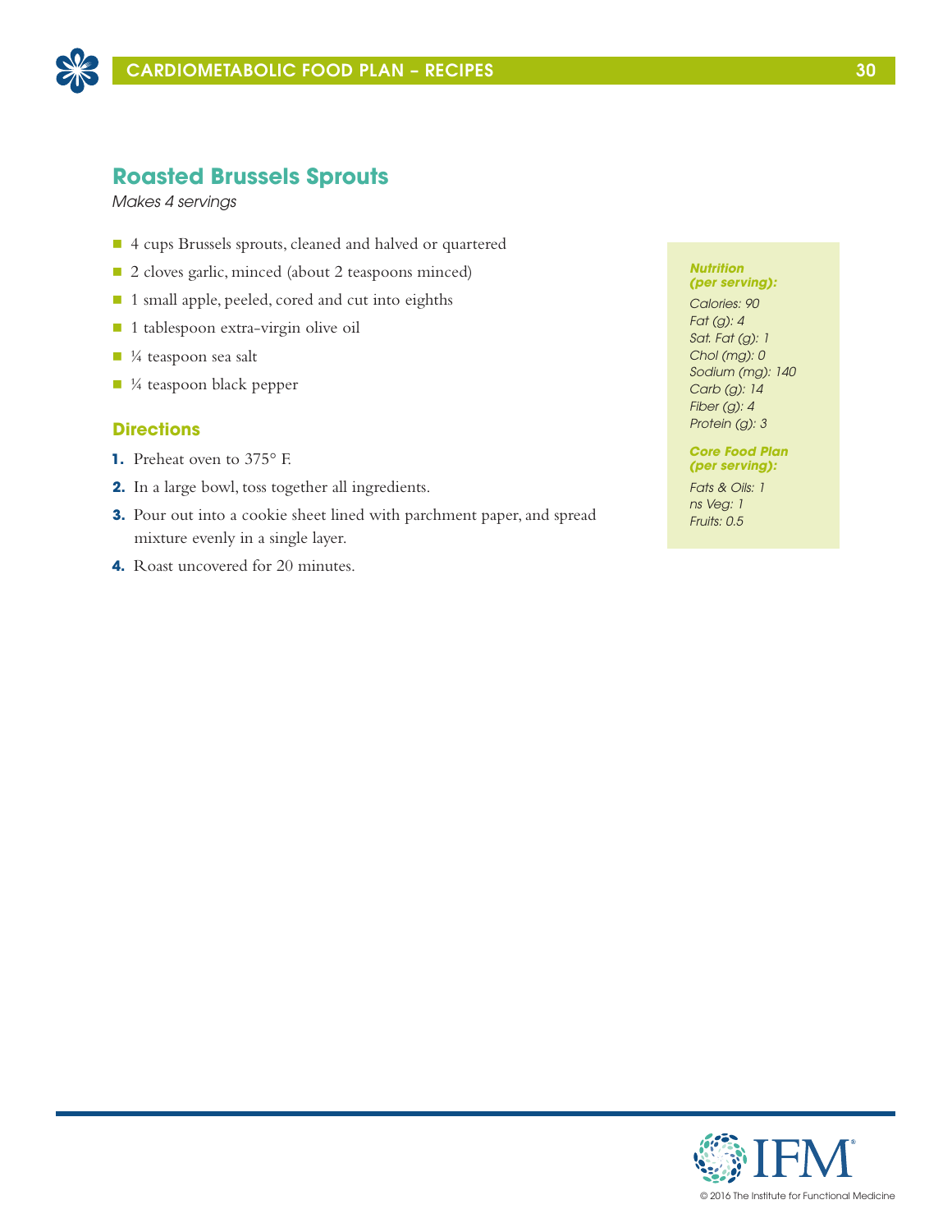## Roasted Brussels Sprouts

*Makes 4 servings*

- 4 cups Brussels sprouts, cleaned and halved or quartered
- 2 cloves garlic, minced (about 2 teaspoons minced)
- 1 small apple, peeled, cored and cut into eighths
- 1 tablespoon extra-virgin olive oil
- ¼ teaspoon sea salt
- ¼ teaspoon black pepper

### Directions

1. Preheat oven to 375° F.
2. In a large bowl, toss together all ingredients.
3. Pour out into a cookie sheet lined with parchment paper, and spread mixture evenly in a single layer.
4. Roast uncovered for 20 minutes.

***Nutrition (per serving):***

*Calories: 90*
*Fat (g): 4*
*Sat. Fat (g): 1*
*Chol (mg): 0*
*Sodium (mg): 140*
*Carb (g): 14*
*Fiber (g): 4*
*Protein (g): 3*

***Core Food Plan (per serving):***

*Fats & Oils: 1*
*ns Veg: 1*
*Fruits: 0.5*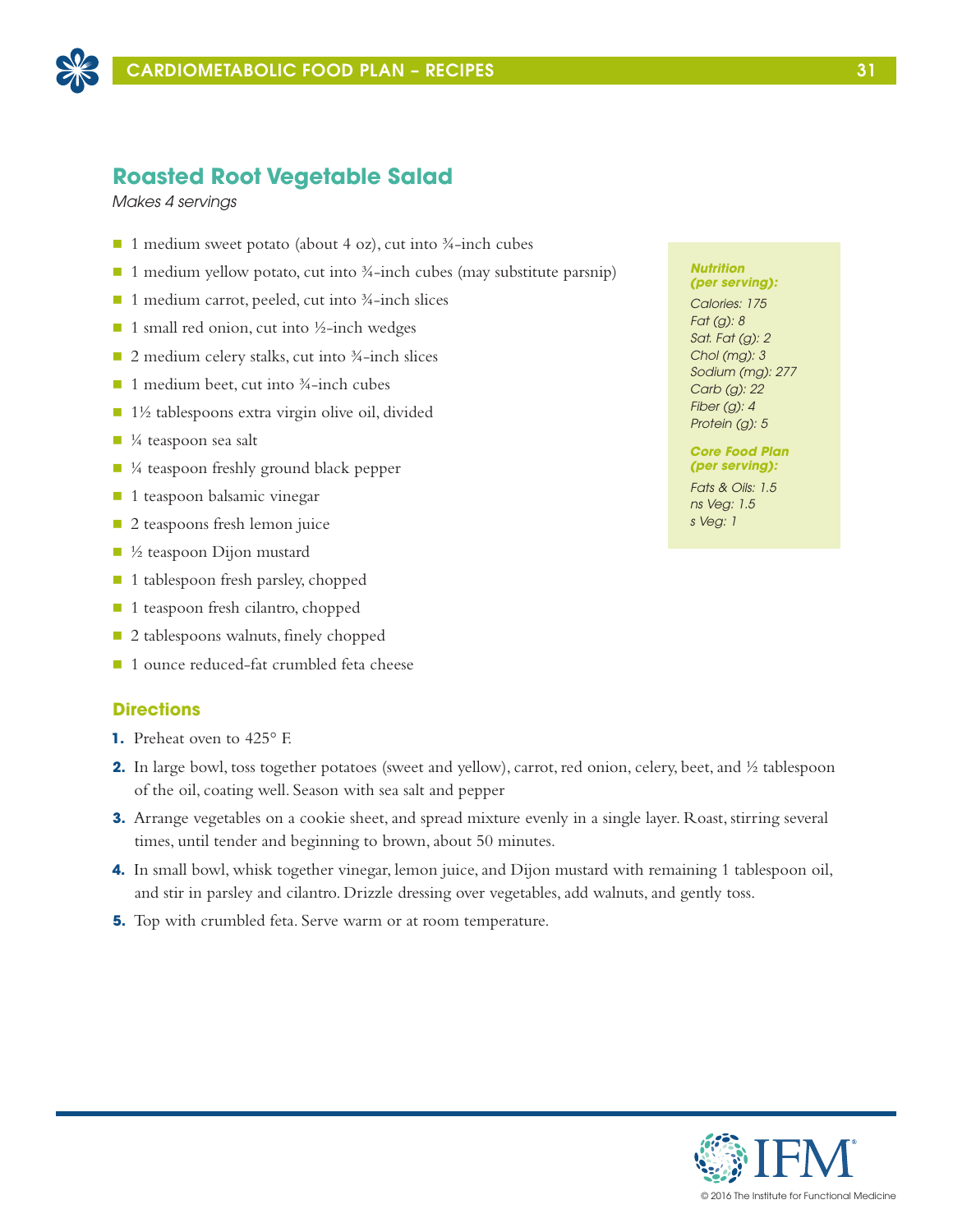## Roasted Root Vegetable Salad

*Makes 4 servings*

- 1 medium sweet potato (about 4 oz), cut into ¾-inch cubes
- 1 medium yellow potato, cut into ¾-inch cubes (may substitute parsnip)
- 1 medium carrot, peeled, cut into ¾-inch slices
- 1 small red onion, cut into ½-inch wedges
- 2 medium celery stalks, cut into ¾-inch slices
- 1 medium beet, cut into ¾-inch cubes
- 1½ tablespoons extra virgin olive oil, divided
- ¼ teaspoon sea salt
- ¼ teaspoon freshly ground black pepper
- 1 teaspoon balsamic vinegar
- 2 teaspoons fresh lemon juice
- ½ teaspoon Dijon mustard
- 1 tablespoon fresh parsley, chopped
- 1 teaspoon fresh cilantro, chopped
- 2 tablespoons walnuts, finely chopped
- 1 ounce reduced-fat crumbled feta cheese

***Nutrition (per serving):***

*Calories: 175*
*Fat (g): 8*
*Sat. Fat (g): 2*
*Chol (mg): 3*
*Sodium (mg): 277*
*Carb (g): 22*
*Fiber (g): 4*
*Protein (g): 5*

***Core Food Plan (per serving):***

*Fats & Oils: 1.5*
*ns Veg: 1.5*
*s Veg: 1*

### Directions

1. Preheat oven to 425° F.
2. In large bowl, toss together potatoes (sweet and yellow), carrot, red onion, celery, beet, and ½ tablespoon of the oil, coating well. Season with sea salt and pepper
3. Arrange vegetables on a cookie sheet, and spread mixture evenly in a single layer. Roast, stirring several times, until tender and beginning to brown, about 50 minutes.
4. In small bowl, whisk together vinegar, lemon juice, and Dijon mustard with remaining 1 tablespoon oil, and stir in parsley and cilantro. Drizzle dressing over vegetables, add walnuts, and gently toss.
5. Top with crumbled feta. Serve warm or at room temperature.

© 2016 The Institute for Functional Medicine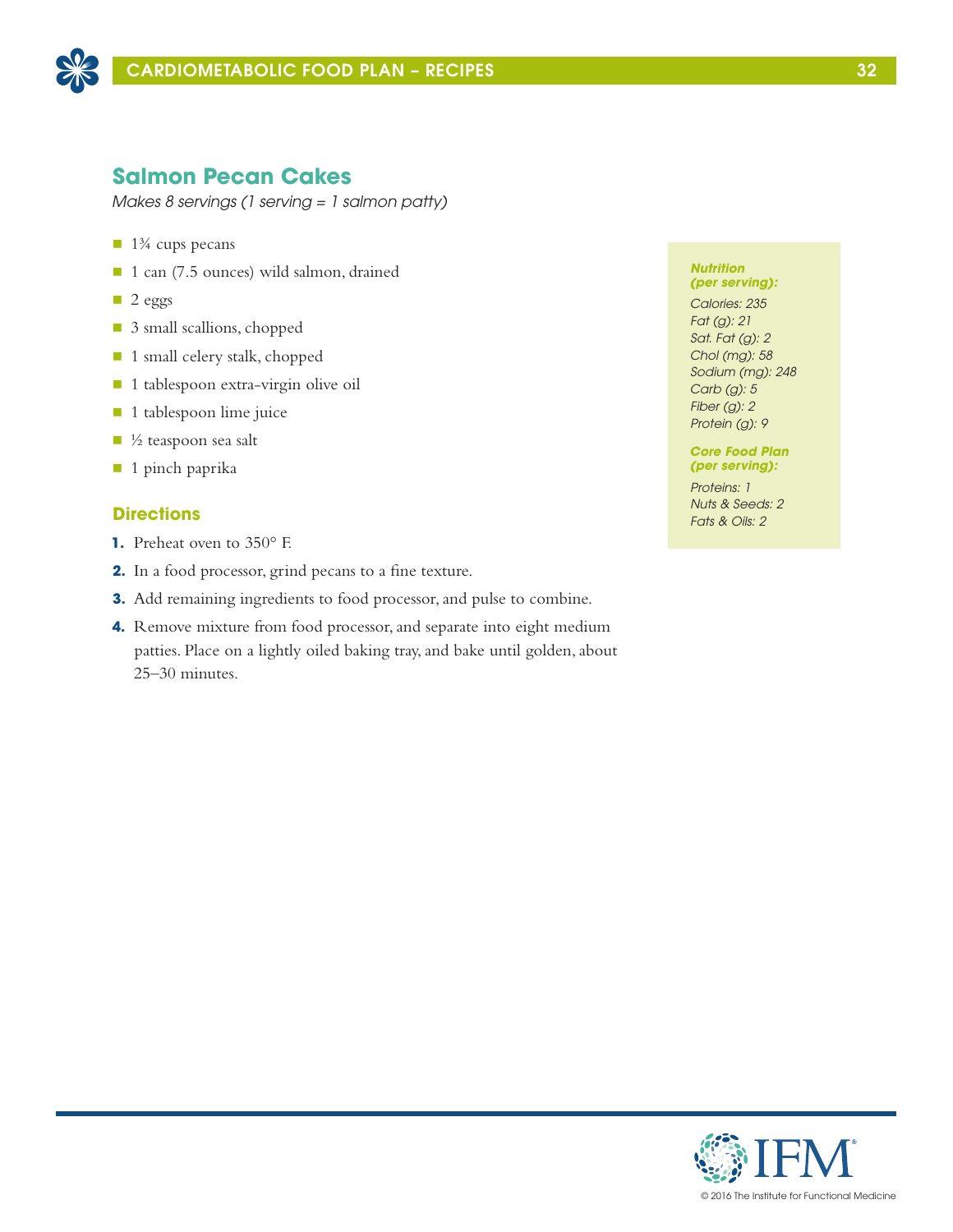## Salmon Pecan Cakes

*Makes 8 servings (1 serving = 1 salmon patty)*

- 1¾ cups pecans
- 1 can (7.5 ounces) wild salmon, drained
- 2 eggs
- 3 small scallions, chopped
- 1 small celery stalk, chopped
- 1 tablespoon extra-virgin olive oil
- 1 tablespoon lime juice
- ½ teaspoon sea salt
- 1 pinch paprika

### Directions

1. Preheat oven to 350° F.
2. In a food processor, grind pecans to a fine texture.
3. Add remaining ingredients to food processor, and pulse to combine.
4. Remove mixture from food processor, and separate into eight medium patties. Place on a lightly oiled baking tray, and bake until golden, about 25–30 minutes.

***Nutrition (per serving):***

*Calories: 235*
*Fat (g): 21*
*Sat. Fat (g): 2*
*Chol (mg): 58*
*Sodium (mg): 248*
*Carb (g): 5*
*Fiber (g): 2*
*Protein (g): 9*

***Core Food Plan (per serving):***

*Proteins: 1*
*Nuts & Seeds: 2*
*Fats & Oils: 2*

© 2016 The Institute for Functional Medicine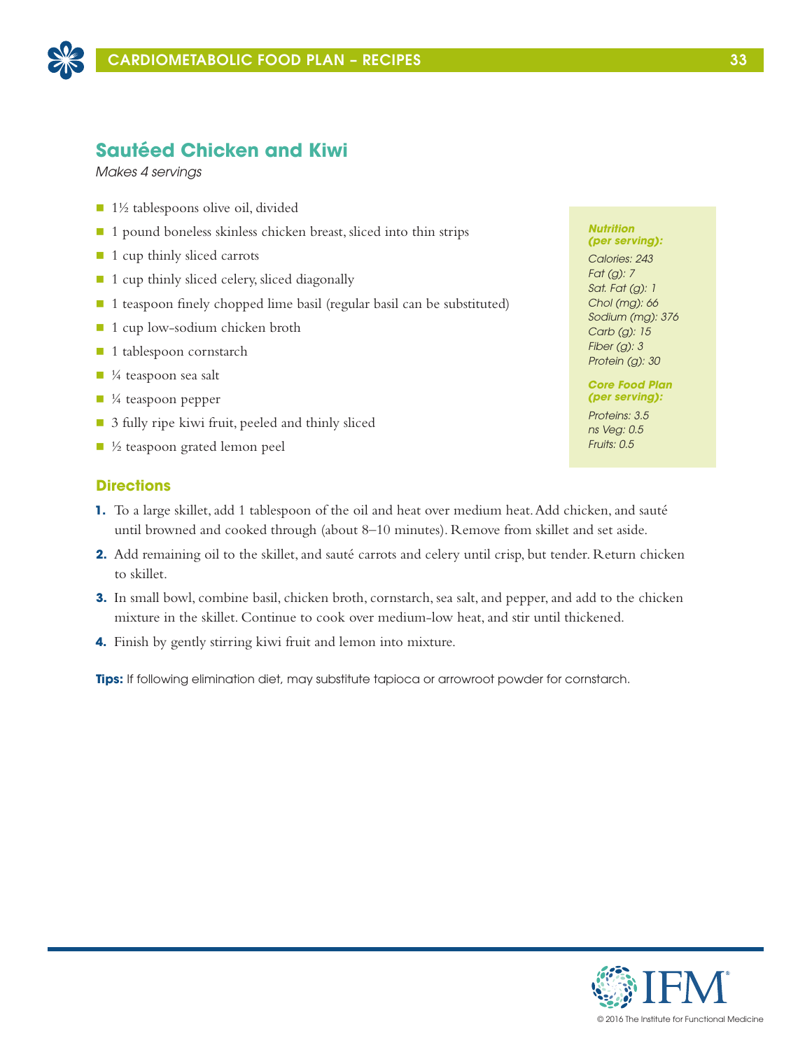## Sautéed Chicken and Kiwi

*Makes 4 servings*

- 1½ tablespoons olive oil, divided
- 1 pound boneless skinless chicken breast, sliced into thin strips
- 1 cup thinly sliced carrots
- 1 cup thinly sliced celery, sliced diagonally
- 1 teaspoon finely chopped lime basil (regular basil can be substituted)
- 1 cup low-sodium chicken broth
- 1 tablespoon cornstarch
- ¼ teaspoon sea salt
- ¼ teaspoon pepper
- 3 fully ripe kiwi fruit, peeled and thinly sliced
- ½ teaspoon grated lemon peel

***Nutrition (per serving):***

*Calories: 243*
*Fat (g): 7*
*Sat. Fat (g): 1*
*Chol (mg): 66*
*Sodium (mg): 376*
*Carb (g): 15*
*Fiber (g): 3*
*Protein (g): 30*

***Core Food Plan (per serving):***

*Proteins: 3.5*
*ns Veg: 0.5*
*Fruits: 0.5*

### Directions

1. To a large skillet, add 1 tablespoon of the oil and heat over medium heat. Add chicken, and sauté until browned and cooked through (about 8–10 minutes). Remove from skillet and set aside.
2. Add remaining oil to the skillet, and sauté carrots and celery until crisp, but tender. Return chicken to skillet.
3. In small bowl, combine basil, chicken broth, cornstarch, sea salt, and pepper, and add to the chicken mixture in the skillet. Continue to cook over medium-low heat, and stir until thickened.
4. Finish by gently stirring kiwi fruit and lemon into mixture.

**Tips:** If following elimination diet, may substitute tapioca or arrowroot powder for cornstarch.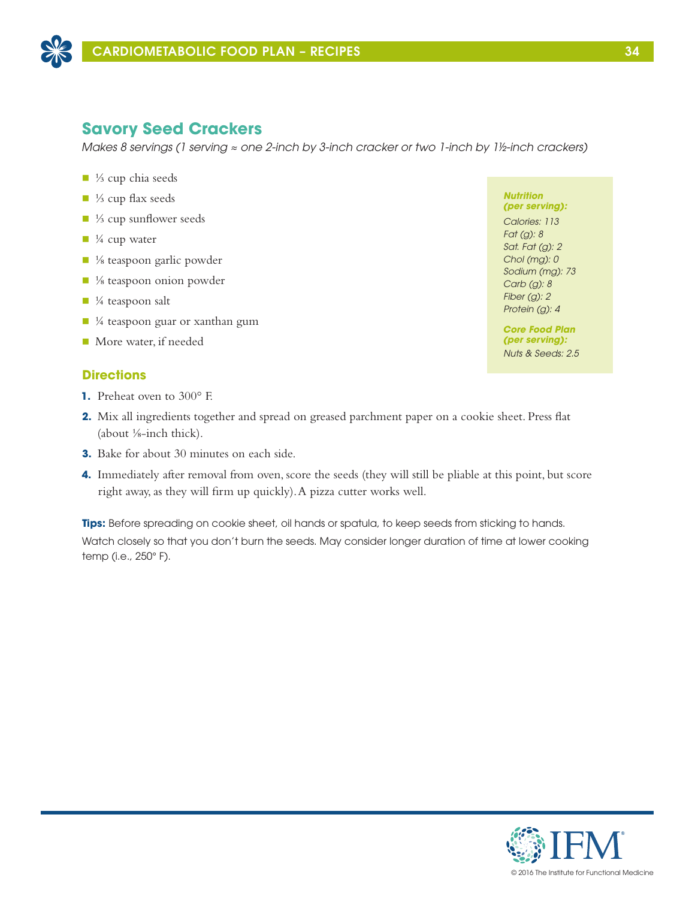## Savory Seed Crackers

*Makes 8 servings (1 serving ≈ one 2-inch by 3-inch cracker or two 1-inch by 1½-inch crackers)*

- ⅓ cup chia seeds
- ⅓ cup flax seeds
- ⅓ cup sunflower seeds
- ¼ cup water
- ⅛ teaspoon garlic powder
- ⅛ teaspoon onion powder
- ¼ teaspoon salt
- ¼ teaspoon guar or xanthan gum
- More water, if needed

***Nutrition (per serving):***

*Calories: 113*
*Fat (g): 8*
*Sat. Fat (g): 2*
*Chol (mg): 0*
*Sodium (mg): 73*
*Carb (g): 8*
*Fiber (g): 2*
*Protein (g): 4*

***Core Food Plan (per serving):***

*Nuts & Seeds: 2.5*

### Directions

1. Preheat oven to 300° F.
2. Mix all ingredients together and spread on greased parchment paper on a cookie sheet. Press flat (about ⅛-inch thick).
3. Bake for about 30 minutes on each side.
4. Immediately after removal from oven, score the seeds (they will still be pliable at this point, but score right away, as they will firm up quickly). A pizza cutter works well.

**Tips:** Before spreading on cookie sheet, oil hands or spatula, to keep seeds from sticking to hands. Watch closely so that you don't burn the seeds. May consider longer duration of time at lower cooking temp (i.e., 250° F).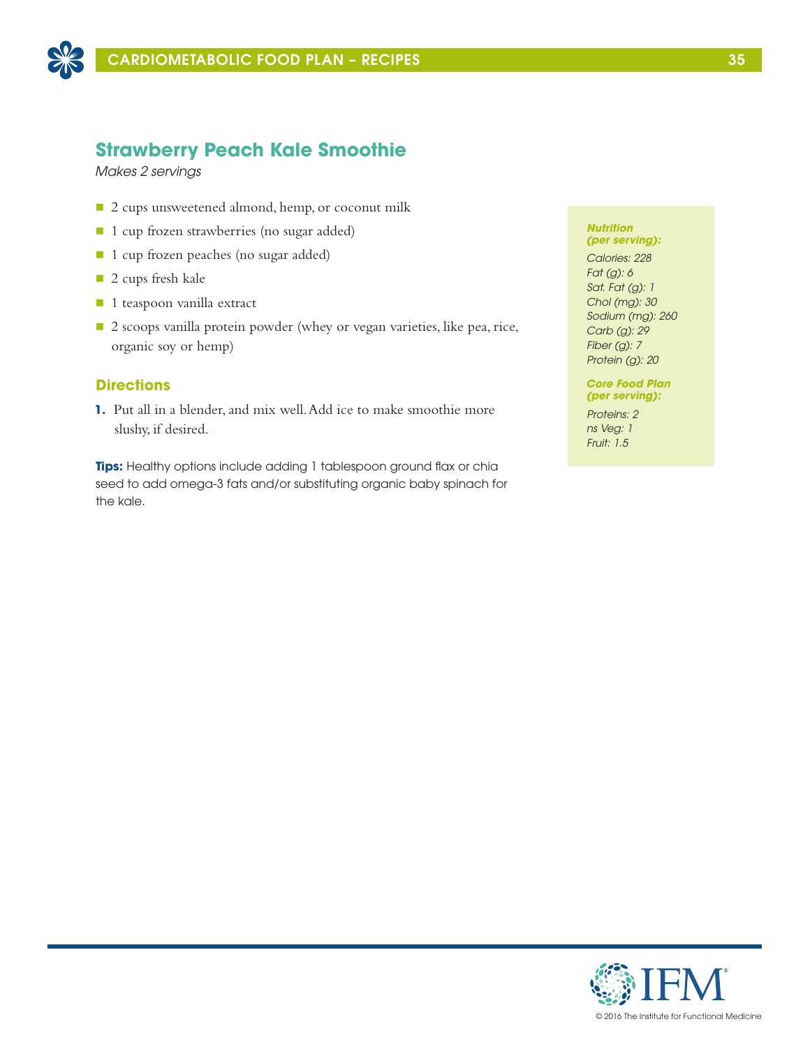## Strawberry Peach Kale Smoothie

*Makes 2 servings*

- 2 cups unsweetened almond, hemp, or coconut milk
- 1 cup frozen strawberries (no sugar added)
- 1 cup frozen peaches (no sugar added)
- 2 cups fresh kale
- 1 teaspoon vanilla extract
- 2 scoops vanilla protein powder (whey or vegan varieties, like pea, rice, organic soy or hemp)

### Directions

1. Put all in a blender, and mix well. Add ice to make smoothie more slushy, if desired.

**Tips:** Healthy options include adding 1 tablespoon ground flax or chia seed to add omega-3 fats and/or substituting organic baby spinach for the kale.

***Nutrition (per serving):***

*Calories: 228*
*Fat (g): 6*
*Sat. Fat (g): 1*
*Chol (mg): 30*
*Sodium (mg): 260*
*Carb (g): 29*
*Fiber (g): 7*
*Protein (g): 20*

***Core Food Plan (per serving):***

*Proteins: 2*
*ns Veg: 1*
*Fruit: 1.5*

© 2016 The Institute for Functional Medicine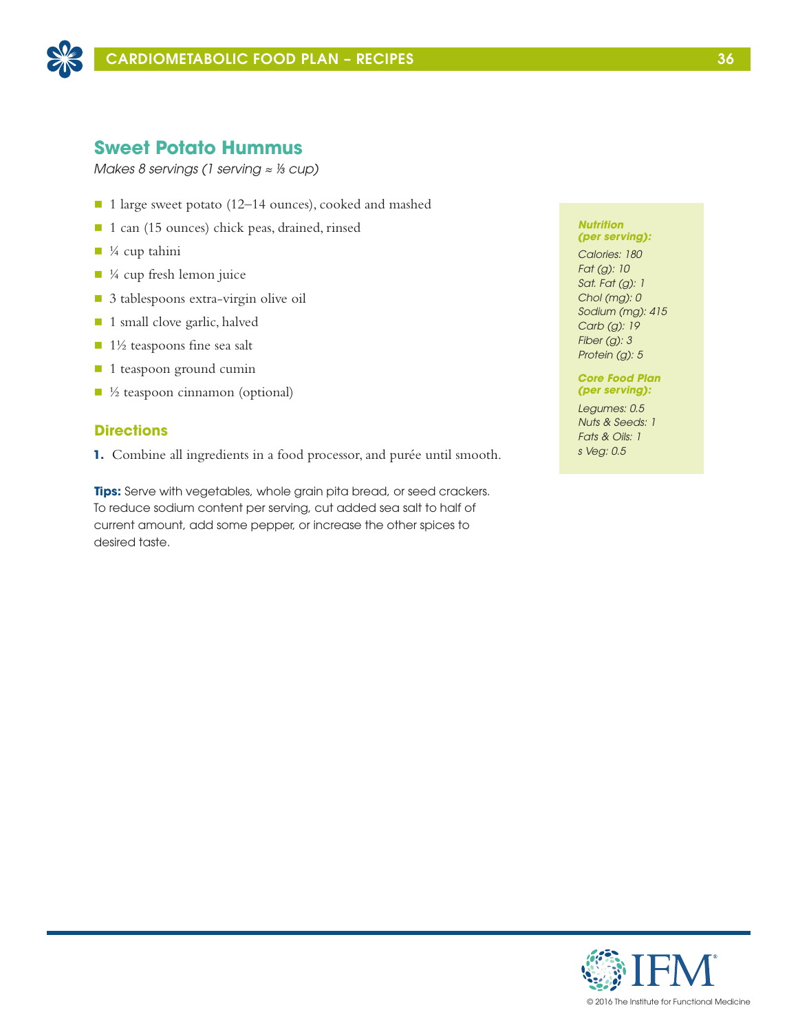## Sweet Potato Hummus

*Makes 8 servings (1 serving ≈ ⅓ cup)*

- 1 large sweet potato (12–14 ounces), cooked and mashed
- 1 can (15 ounces) chick peas, drained, rinsed
- ¼ cup tahini
- ¼ cup fresh lemon juice
- 3 tablespoons extra-virgin olive oil
- 1 small clove garlic, halved
- 1½ teaspoons fine sea salt
- 1 teaspoon ground cumin
- ½ teaspoon cinnamon (optional)

### Directions

**1.** Combine all ingredients in a food processor, and purée until smooth.

**Tips:** Serve with vegetables, whole grain pita bread, or seed crackers. To reduce sodium content per serving, cut added sea salt to half of current amount, add some pepper, or increase the other spices to desired taste.

***Nutrition (per serving):***

*Calories: 180*
*Fat (g): 10*
*Sat. Fat (g): 1*
*Chol (mg): 0*
*Sodium (mg): 415*
*Carb (g): 19*
*Fiber (g): 3*
*Protein (g): 5*

***Core Food Plan (per serving):***

*Legumes: 0.5*
*Nuts & Seeds: 1*
*Fats & Oils: 1*
*s Veg: 0.5*

© 2016 The Institute for Functional Medicine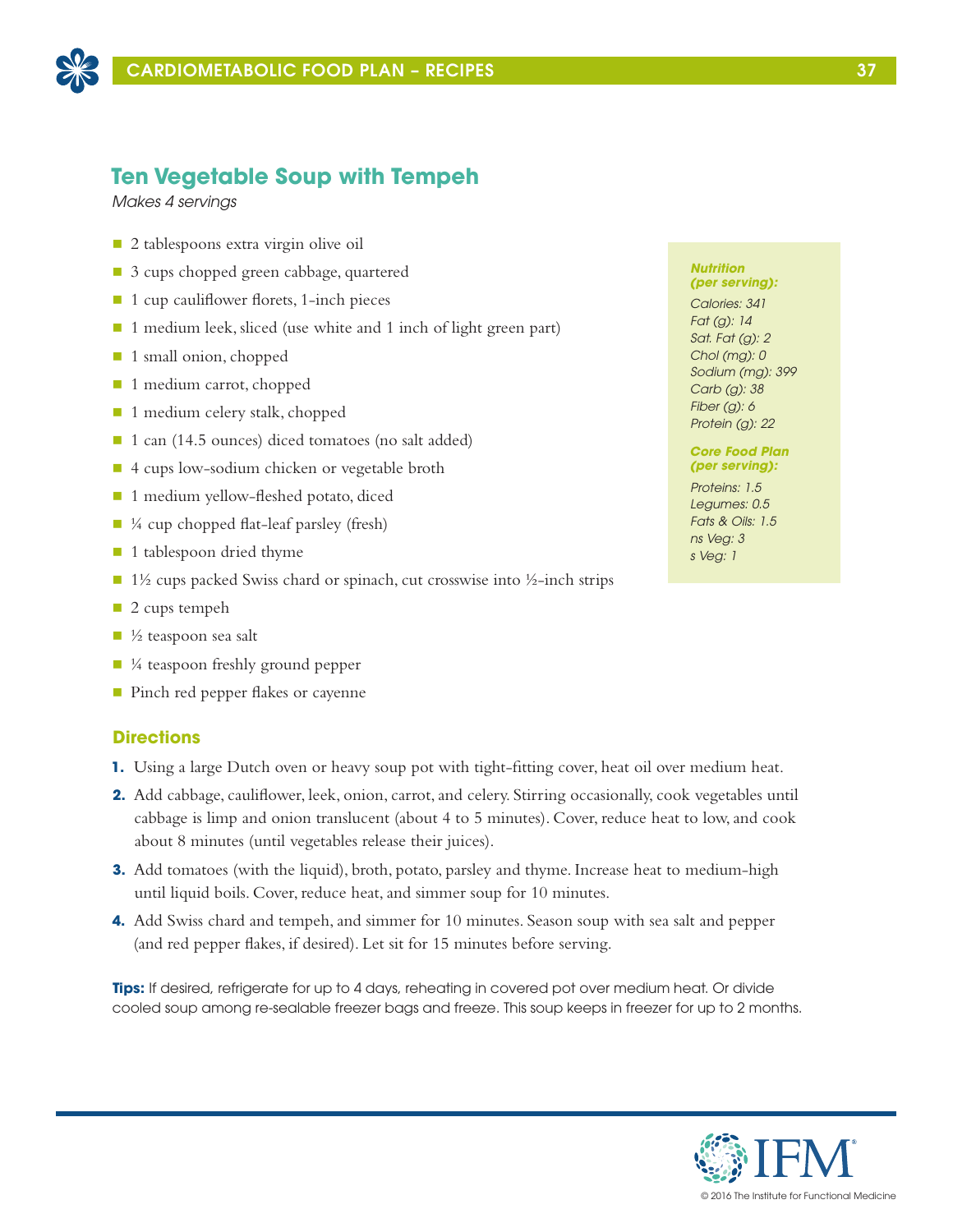## Ten Vegetable Soup with Tempeh

*Makes 4 servings*

- 2 tablespoons extra virgin olive oil
- 3 cups chopped green cabbage, quartered
- 1 cup cauliflower florets, 1-inch pieces
- 1 medium leek, sliced (use white and 1 inch of light green part)
- 1 small onion, chopped
- 1 medium carrot, chopped
- 1 medium celery stalk, chopped
- 1 can (14.5 ounces) diced tomatoes (no salt added)
- 4 cups low-sodium chicken or vegetable broth
- 1 medium yellow-fleshed potato, diced
- ¼ cup chopped flat-leaf parsley (fresh)
- 1 tablespoon dried thyme
- 1½ cups packed Swiss chard or spinach, cut crosswise into ½-inch strips
- 2 cups tempeh
- ½ teaspoon sea salt
- ¼ teaspoon freshly ground pepper
- Pinch red pepper flakes or cayenne

***Nutrition (per serving):***

*Calories: 341*
*Fat (g): 14*
*Sat. Fat (g): 2*
*Chol (mg): 0*
*Sodium (mg): 399*
*Carb (g): 38*
*Fiber (g): 6*
*Protein (g): 22*

***Core Food Plan (per serving):***

*Proteins: 1.5*
*Legumes: 0.5*
*Fats & Oils: 1.5*
*ns Veg: 3*
*s Veg: 1*

### Directions

1. Using a large Dutch oven or heavy soup pot with tight-fitting cover, heat oil over medium heat.
2. Add cabbage, cauliflower, leek, onion, carrot, and celery. Stirring occasionally, cook vegetables until cabbage is limp and onion translucent (about 4 to 5 minutes). Cover, reduce heat to low, and cook about 8 minutes (until vegetables release their juices).
3. Add tomatoes (with the liquid), broth, potato, parsley and thyme. Increase heat to medium-high until liquid boils. Cover, reduce heat, and simmer soup for 10 minutes.
4. Add Swiss chard and tempeh, and simmer for 10 minutes. Season soup with sea salt and pepper (and red pepper flakes, if desired). Let sit for 15 minutes before serving.

**Tips:** If desired, refrigerate for up to 4 days, reheating in covered pot over medium heat. Or divide cooled soup among re-sealable freezer bags and freeze. This soup keeps in freezer for up to 2 months.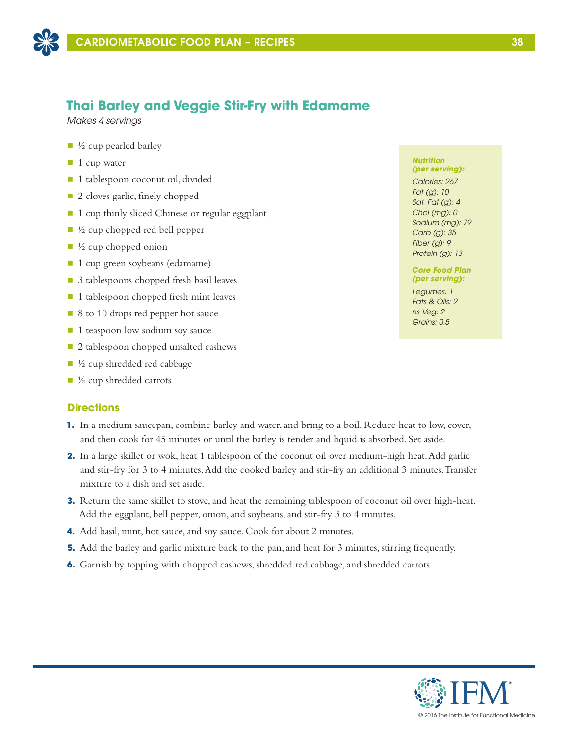## Thai Barley and Veggie Stir-Fry with Edamame

*Makes 4 servings*

- ½ cup pearled barley
- 1 cup water
- 1 tablespoon coconut oil, divided
- 2 cloves garlic, finely chopped
- 1 cup thinly sliced Chinese or regular eggplant
- ½ cup chopped red bell pepper
- ½ cup chopped onion
- 1 cup green soybeans (edamame)
- 3 tablespoons chopped fresh basil leaves
- 1 tablespoon chopped fresh mint leaves
- 8 to 10 drops red pepper hot sauce
- 1 teaspoon low sodium soy sauce
- 2 tablespoon chopped unsalted cashews
- ½ cup shredded red cabbage
- ½ cup shredded carrots

***Nutrition (per serving):***

*Calories: 267*
*Fat (g): 10*
*Sat. Fat (g): 4*
*Chol (mg): 0*
*Sodium (mg): 79*
*Carb (g): 35*
*Fiber (g): 9*
*Protein (g): 13*

***Core Food Plan (per serving):***

*Legumes: 1*
*Fats & Oils: 2*
*ns Veg: 2*
*Grains: 0.5*

### Directions

1. In a medium saucepan, combine barley and water, and bring to a boil. Reduce heat to low, cover, and then cook for 45 minutes or until the barley is tender and liquid is absorbed. Set aside.
2. In a large skillet or wok, heat 1 tablespoon of the coconut oil over medium-high heat. Add garlic and stir-fry for 3 to 4 minutes. Add the cooked barley and stir-fry an additional 3 minutes. Transfer mixture to a dish and set aside.
3. Return the same skillet to stove, and heat the remaining tablespoon of coconut oil over high-heat. Add the eggplant, bell pepper, onion, and soybeans, and stir-fry 3 to 4 minutes.
4. Add basil, mint, hot sauce, and soy sauce. Cook for about 2 minutes.
5. Add the barley and garlic mixture back to the pan, and heat for 3 minutes, stirring frequently.
6. Garnish by topping with chopped cashews, shredded red cabbage, and shredded carrots.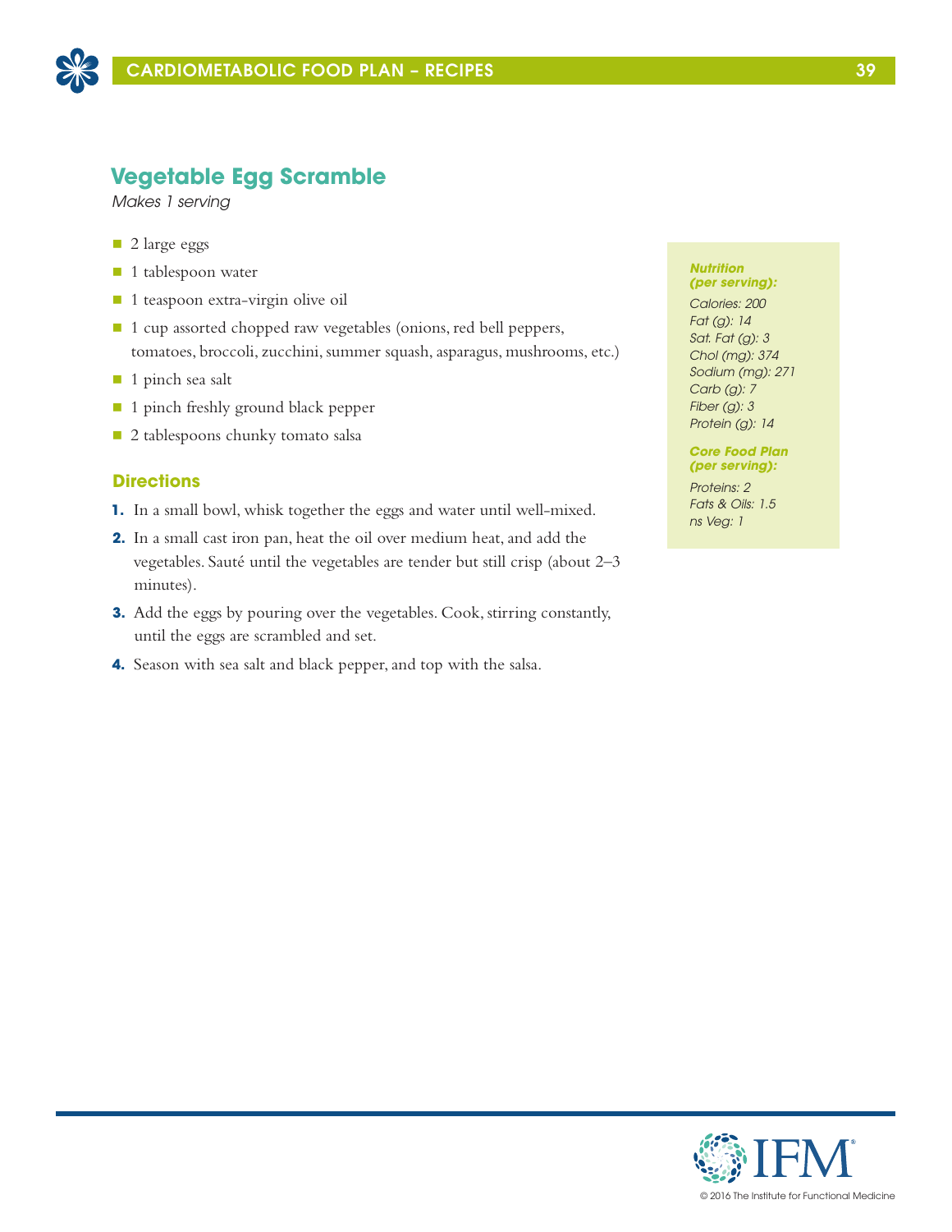## Vegetable Egg Scramble

*Makes 1 serving*

- 2 large eggs
- 1 tablespoon water
- 1 teaspoon extra-virgin olive oil
- 1 cup assorted chopped raw vegetables (onions, red bell peppers, tomatoes, broccoli, zucchini, summer squash, asparagus, mushrooms, etc.)
- 1 pinch sea salt
- 1 pinch freshly ground black pepper
- 2 tablespoons chunky tomato salsa

### Directions

1. In a small bowl, whisk together the eggs and water until well-mixed.
2. In a small cast iron pan, heat the oil over medium heat, and add the vegetables. Sauté until the vegetables are tender but still crisp (about 2–3 minutes).
3. Add the eggs by pouring over the vegetables. Cook, stirring constantly, until the eggs are scrambled and set.
4. Season with sea salt and black pepper, and top with the salsa.

***Nutrition (per serving):***

*Calories: 200*
*Fat (g): 14*
*Sat. Fat (g): 3*
*Chol (mg): 374*
*Sodium (mg): 271*
*Carb (g): 7*
*Fiber (g): 3*
*Protein (g): 14*

***Core Food Plan (per serving):***

*Proteins: 2*
*Fats & Oils: 1.5*
*ns Veg: 1*

© 2016 The Institute for Functional Medicine